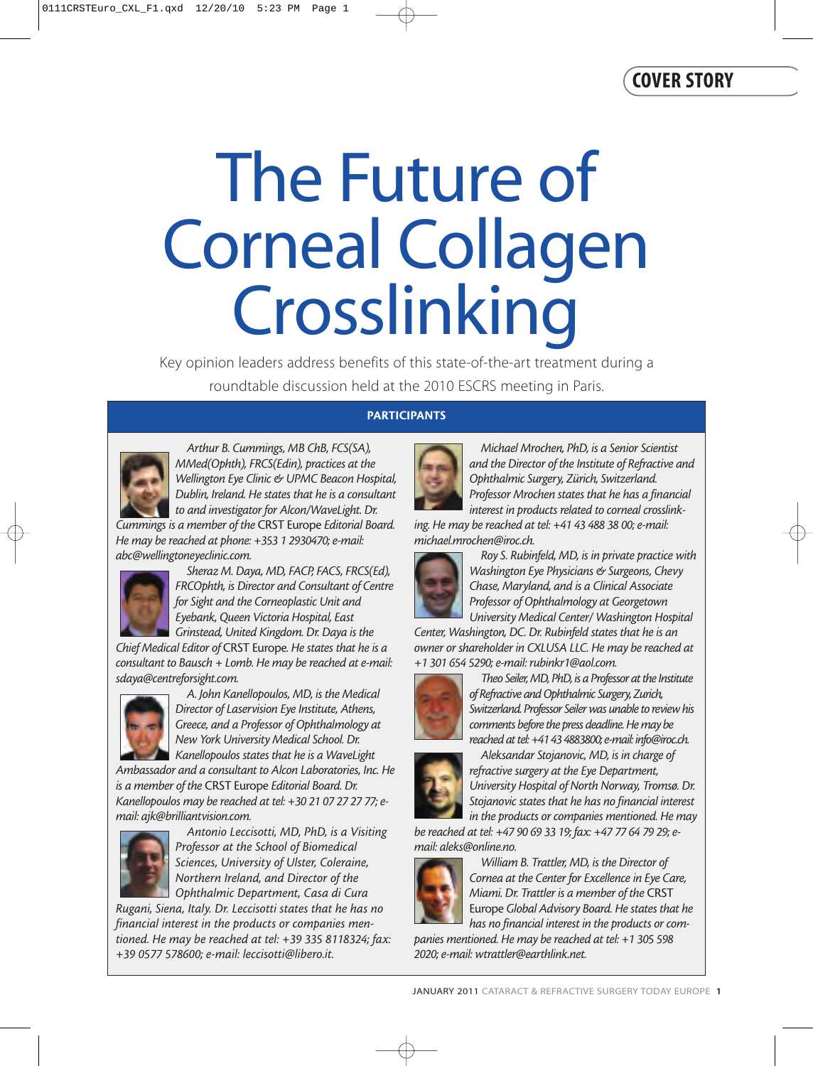COVER STORY

# The Future of Corneal Collagen Crosslinking

Key opinion leaders address benefits of this state-of-the-art treatment during a roundtable discussion held at the 2010 ESCRS meeting in Paris.

## PARTICIPANTS

*Arthur B. Cummings, MB ChB, FCS(SA), MMed(Ophth), FRCS(Edin), practices at the Wellington Eye Clinic & UPMC Beacon Hospital, Dublin, Ireland. He states that he is a consultant to and investigator for Alcon/WaveLight. Dr. Cummings is a member of the* CRST Europe *Editorial Board. He may be reached at phone: +353 1 2930470; e-mail: abc@wellingtoneyeclinic.com.*

*Sheraz M. Daya, MD, FACP, FACS, FRCS(Ed), FRCOphth, is Director and Consultant of Centre for Sight and the Corneoplastic Unit and Eyebank, Queen Victoria Hospital, East Grinstead, United Kingdom. Dr. Daya is the Chief Medical Editor of* CRST Europe. *He states that he is a consultant to Bausch + Lomb. He may be reached at e-mail: sdaya@centreforsight.com.*

*A. John Kanellopoulos, MD, is the Medical Director of Laservision Eye Institute, Athens, Greece, and a Professor of Ophthalmology at New York University Medical School. Dr. Kanellopoulos states that he is a WaveLight Ambassador and a consultant to Alcon Laboratories, Inc. He is a member of the* CRST Europe *Editorial Board. Dr. Kanellopoulos may be reached at tel: +30 21 07 27 27 77; e-mail: ajk@brilliantvision.com.*

*Antonio Leccisotti, MD, PhD, is a Visiting Professor at the School of Biomedical Sciences, University of Ulster, Coleraine, Northern Ireland, and Director of the Ophthalmic Department, Casa di Cura Rugani, Siena, Italy. Dr. Leccisotti states that he has no financial interest in the products or companies mentioned. He may be reached at tel: +39 335 8118324; fax: +39 0577 578600; e-mail: leccisotti@libero.it.*

*Michael Mrochen, PhD, is a Senior Scientist and the Director of the Institute of Refractive and Ophthalmic Surgery, Zürich, Switzerland. Professor Mrochen states that he has a financial interest in products related to corneal crosslinking. He may be reached at tel: +41 43 488 38 00; e-mail: michael.mrochen@iroc.ch.*

*Roy S. Rubinfeld, MD, is in private practice with Washington Eye Physicians & Surgeons, Chevy Chase, Maryland, and is a Clinical Associate Professor of Ophthalmology at Georgetown University Medical Center/ Washington Hospital Center, Washington, DC. Dr. Rubinfeld states that he is an owner or shareholder in CXLUSA LLC. He may be reached at +1 301 654 5290; e-mail: rubinkr1@aol.com.*

*Theo Seiler, MD, PhD, is a Professor at the Institute of Refractive and Ophthalmic Surgery, Zurich, Switzerland. Professor Seiler was unable to review his comments before the press deadline. He may be reached at tel: +41 43 4883800; e-mail: info@iroc.ch.*

*Aleksandar Stojanovic, MD, is in charge of refractive surgery at the Eye Department, University Hospital of North Norway, Tromsø. Dr. Stojanovic states that he has no financial interest in the products or companies mentioned. He may be reached at tel: +47 90 69 33 19; fax: +47 77 64 79 29; e-mail: aleks@online.no.*

*William B. Trattler, MD, is the Director of Cornea at the Center for Excellence in Eye Care, Miami. Dr. Trattler is a member of the* CRST Europe *Global Advisory Board. He states that he has no financial interest in the products or companies mentioned. He may be reached at tel: +1 305 598 2020; e-mail: wtrattler@earthlink.net.*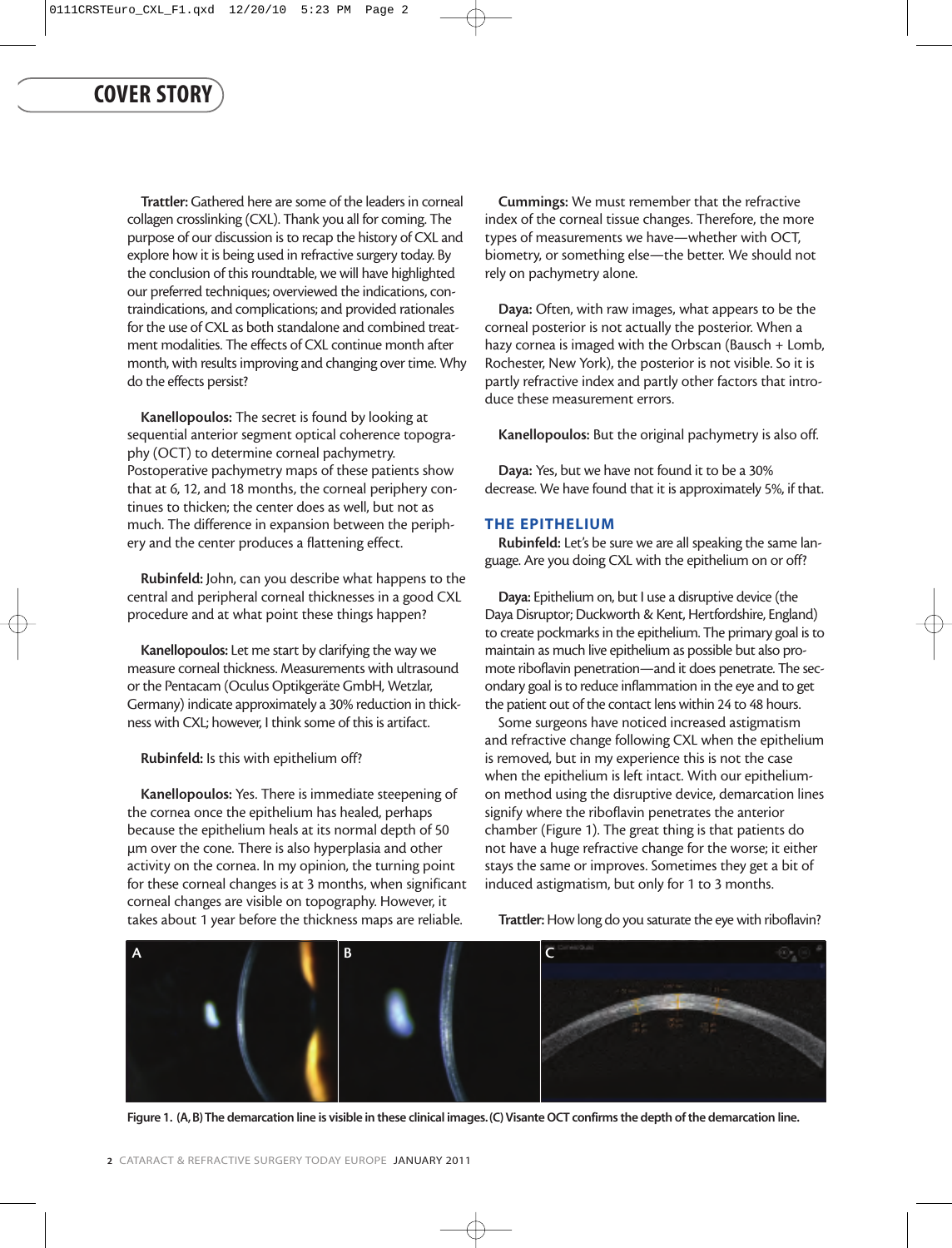**Trattler:** Gathered here are some of the leaders in corneal collagen crosslinking (CXL). Thank you all for coming. The purpose of our discussion is to recap the history of CXL and explore how it is being used in refractive surgery today. By the conclusion of this roundtable, we will have highlighted our preferred techniques; overviewed the indications, contraindications, and complications; and provided rationales for the use of CXL as both standalone and combined treatment modalities. The effects of CXL continue month after month, with results improving and changing over time. Why do the effects persist?

**Kanellopoulos:** The secret is found by looking at sequential anterior segment optical coherence topography (OCT) to determine corneal pachymetry. Postoperative pachymetry maps of these patients show that at 6, 12, and 18 months, the corneal periphery continues to thicken; the center does as well, but not as much. The difference in expansion between the periphery and the center produces a flattening effect.

**Rubinfeld:** John, can you describe what happens to the central and peripheral corneal thicknesses in a good CXL procedure and at what point these things happen?

**Kanellopoulos:** Let me start by clarifying the way we measure corneal thickness. Measurements with ultrasound or the Pentacam (Oculus Optikgeräte GmbH, Wetzlar, Germany) indicate approximately a 30% reduction in thickness with CXL; however, I think some of this is artifact.

**Rubinfeld:** Is this with epithelium off?

**Kanellopoulos:** Yes. There is immediate steepening of the cornea once the epithelium has healed, perhaps because the epithelium heals at its normal depth of 50 µm over the cone. There is also hyperplasia and other activity on the cornea. In my opinion, the turning point for these corneal changes is at 3 months, when significant corneal changes are visible on topography. However, it takes about 1 year before the thickness maps are reliable.

**Cummings:** We must remember that the refractive index of the corneal tissue changes. Therefore, the more types of measurements we have—whether with OCT, biometry, or something else—the better. We should not rely on pachymetry alone.

**Daya:** Often, with raw images, what appears to be the corneal posterior is not actually the posterior. When a hazy cornea is imaged with the Orbscan (Bausch + Lomb, Rochester, New York), the posterior is not visible. So it is partly refractive index and partly other factors that introduce these measurement errors.

**Kanellopoulos:** But the original pachymetry is also off.

**Daya:** Yes, but we have not found it to be a 30% decrease. We have found that it is approximately 5%, if that.

## THE EPITHELIUM

**Rubinfeld:** Let's be sure we are all speaking the same language. Are you doing CXL with the epithelium on or off?

**Daya:** Epithelium on, but I use a disruptive device (the Daya Disruptor; Duckworth & Kent, Hertfordshire, England) to create pockmarks in the epithelium. The primary goal is to maintain as much live epithelium as possible but also promote riboflavin penetration—and it does penetrate. The secondary goal is to reduce inflammation in the eye and to get the patient out of the contact lens within 24 to 48 hours.

Some surgeons have noticed increased astigmatism and refractive change following CXL when the epithelium is removed, but in my experience this is not the case when the epithelium is left intact. With our epithelium-on method using the disruptive device, demarcation lines signify where the riboflavin penetrates the anterior chamber (Figure 1). The great thing is that patients do not have a huge refractive change for the worse; it either stays the same or improves. Sometimes they get a bit of induced astigmatism, but only for 1 to 3 months.

**Trattler:** How long do you saturate the eye with riboflavin?

Figure 1. (A, B) The demarcation line is visible in these clinical images. (C) Visante OCT confirms the depth of the demarcation line.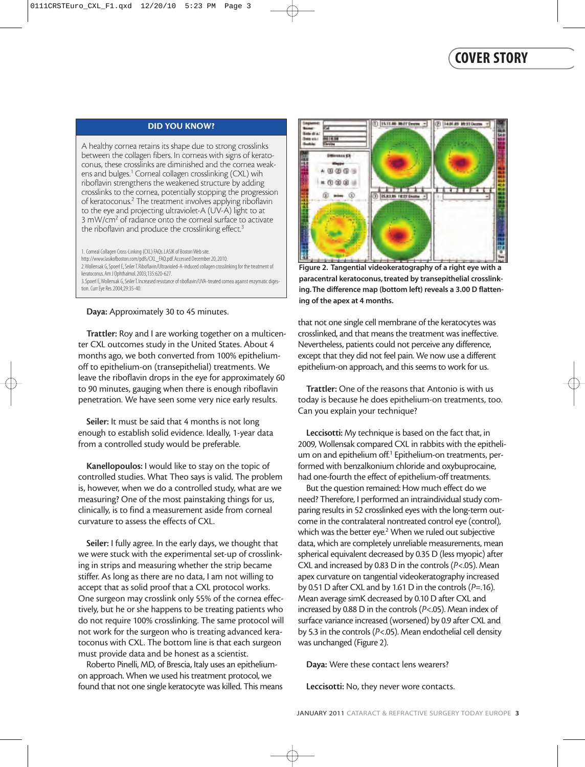## DID YOU KNOW?

A healthy cornea retains its shape due to strong crosslinks between the collagen fibers. In corneas with signs of keratoconus, these crosslinks are diminished and the cornea weakens and bulges.[1] Corneal collagen crosslinking (CXL) with riboflavin strengthens the weakened structure by adding crosslinks to the cornea, potentially stopping the progression of keratoconus.[2] The treatment involves applying riboflavin to the eye and projecting ultraviolet-A (UV-A) light to at 3 mW/cm² of radiance onto the corneal surface to activate the riboflavin and produce the crosslinking effect.[3]

1. Corneal Collagen Cross-Linking (CXL) FAQs. LASIK of Boston Web site. http://www.lasikofboston.com/pdfs/CXL_FAQ.pdf. Accessed December 20, 2010.
2. Wollensak G, Spoerl E, Seiler T. Riboflavin/Ultravioled-A-induced collagen crosslinking for the treatment of keratoconus. Am J Ophthalmol. 2003;135:620-627.
3. Spoerl E, Wollensak G, Seiler T. Increased resistance of riboflavin/UVA-treated cornea against enzymatic digestion. Curr Eye Res. 2004;29:35-40.

**Daya:** Approximately 30 to 45 minutes.

**Trattler:** Roy and I are working together on a multicenter CXL outcomes study in the United States. About 4 months ago, we both converted from 100% epithelium-off to epithelium-on (transepithelial) treatments. We leave the riboflavin drops in the eye for approximately 60 to 90 minutes, gauging when there is enough riboflavin penetration. We have seen some very nice early results.

**Seiler:** It must be said that 4 months is not long enough to establish solid evidence. Ideally, 1-year data from a controlled study would be preferable.

**Kanellopoulos:** I would like to stay on the topic of controlled studies. What Theo says is valid. The problem is, however, when we do a controlled study, what are we measuring? One of the most painstaking things for us, clinically, is to find a measurement aside from corneal curvature to assess the effects of CXL.

**Seiler:** I fully agree. In the early days, we thought that we were stuck with the experimental set-up of crosslinking in strips and measuring whether the strip became stiffer. As long as there are no data, I am not willing to accept that as solid proof that a CXL protocol works. One surgeon may crosslink only 55% of the cornea effectively, but he or she happens to be treating patients who do not require 100% crosslinking. The same protocol will not work for the surgeon who is treating advanced keratoconus with CXL. The bottom line is that each surgeon must provide data and be honest as a scientist.

Roberto Pinelli, MD, of Brescia, Italy uses an epithelium-on approach. When we used his treatment protocol, we found that not one single keratocyte was killed. This means that not one single cell membrane of the keratocytes was crosslinked, and that means the treatment was ineffective. Nevertheless, patients could not perceive any difference, except that they did not feel pain. We now use a different epithelium-on approach, and this seems to work for us.

Figure 2. Tangential videokeratography of a right eye with a paracentral keratoconus, treated by transepithelial crosslinking. The difference map (bottom left) reveals a 3.00 D flattening of the apex at 4 months.

**Trattler:** One of the reasons that Antonio is with us today is because he does epithelium-on treatments, too. Can you explain your technique?

**Leccisotti:** My technique is based on the fact that, in 2009, Wollensak compared CXL in rabbits with the epithelium on and epithelium off.[1] Epithelium-on treatments, performed with benzalkonium chloride and oxybuprocaine, had one-fourth the effect of epithelium-off treatments.

But the question remained: How much effect do we need? Therefore, I performed an intraindividual study comparing results in 52 crosslinked eyes with the long-term outcome in the contralateral nontreated control eye (control), which was the better eye.[2] When we ruled out subjective data, which are completely unreliable measurements, mean spherical equivalent decreased by 0.35 D (less myopic) after CXL and increased by 0.83 D in the controls ($P<.05$). Mean apex curvature on tangential videokeratography increased by 0.51 D after CXL and by 1.61 D in the controls ($P=.16$). Mean average simK decreased by 0.10 D after CXL and increased by 0.88 D in the controls ($P<.05$). Mean index of surface variance increased (worsened) by 0.9 after CXL and by 5.3 in the controls ($P<.05$). Mean endothelial cell density was unchanged (Figure 2).

**Daya:** Were these contact lens wearers?

**Leccisotti:** No, they never wore contacts.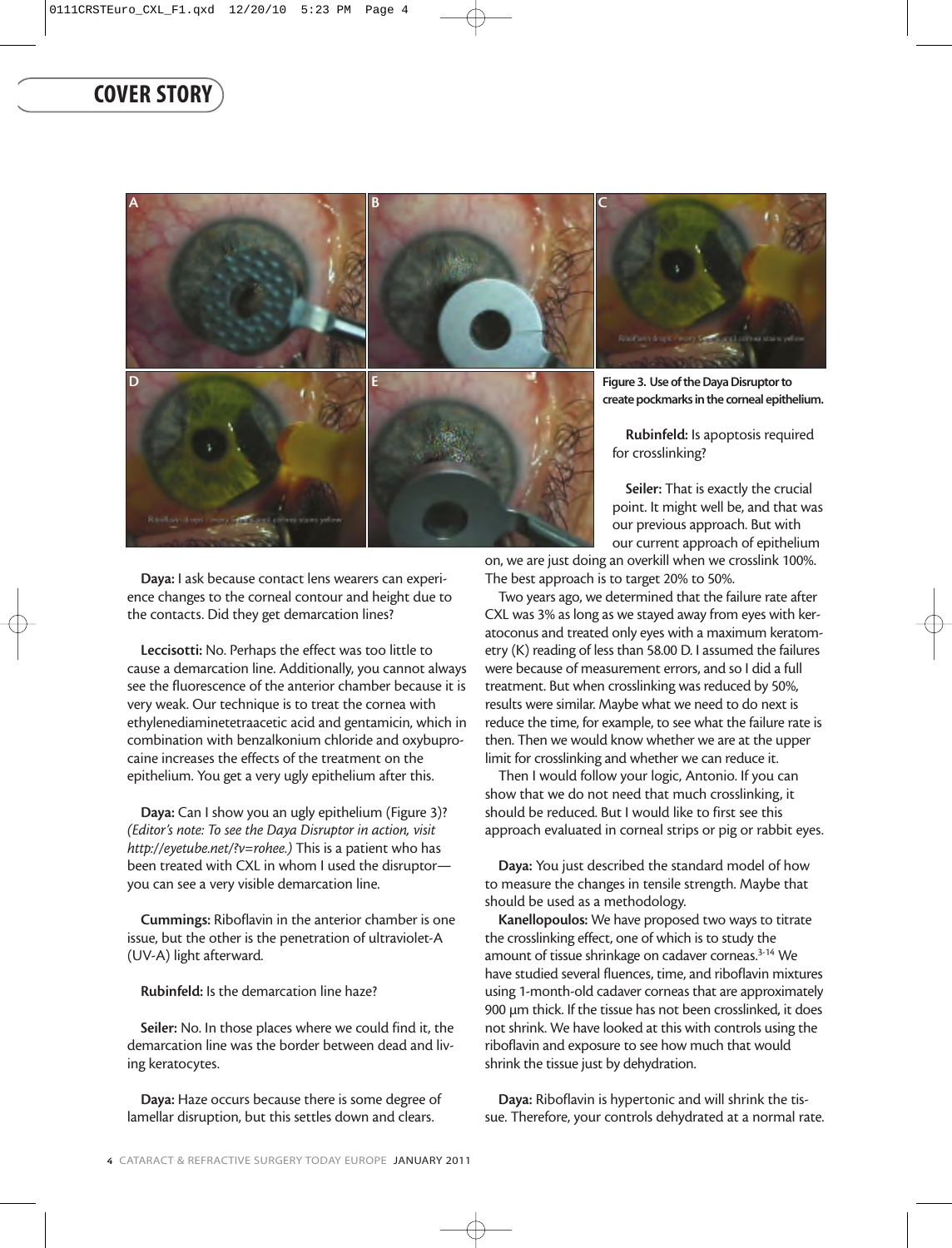Figure 3. Use of the Daya Disruptor to create pockmarks in the corneal epithelium.

**Daya:** I ask because contact lens wearers can experience changes to the corneal contour and height due to the contacts. Did they get demarcation lines?

**Leccisotti:** No. Perhaps the effect was too little to cause a demarcation line. Additionally, you cannot always see the fluorescence of the anterior chamber because it is very weak. Our technique is to treat the cornea with ethylenediaminetetraacetic acid and gentamicin, which in combination with benzalkonium chloride and oxybuprocaine increases the effects of the treatment on the epithelium. You get a very ugly epithelium after this.

**Daya:** Can I show you an ugly epithelium (Figure 3)? *(Editor's note: To see the Daya Disruptor in action, visit http://eyetube.net/?v=rohee.)* This is a patient who has been treated with CXL in whom I used the disruptor—you can see a very visible demarcation line.

**Cummings:** Riboflavin in the anterior chamber is one issue, but the other is the penetration of ultraviolet-A (UV-A) light afterward.

**Rubinfeld:** Is the demarcation line haze?

**Seiler:** No. In those places where we could find it, the demarcation line was the border between dead and living keratocytes.

**Daya:** Haze occurs because there is some degree of lamellar disruption, but this settles down and clears.

**Rubinfeld:** Is apoptosis required for crosslinking?

**Seiler:** That is exactly the crucial point. It might well be, and that was our previous approach. But with our current approach of epithelium on, we are just doing an overkill when we crosslink 100%. The best approach is to target 20% to 50%.

Two years ago, we determined that the failure rate after CXL was 3% as long as we stayed away from eyes with keratoconus and treated only eyes with a maximum keratometry (K) reading of less than 58.00 D. I assumed the failures were because of measurement errors, and so I did a full treatment. But when crosslinking was reduced by 50%, results were similar. Maybe what we need to do next is reduce the time, for example, to see what the failure rate is then. Then we would know whether we are at the upper limit for crosslinking and whether we can reduce it.

Then I would follow your logic, Antonio. If you can show that we do not need that much crosslinking, it should be reduced. But I would like to first see this approach evaluated in corneal strips or pig or rabbit eyes.

**Daya:** You just described the standard model of how to measure the changes in tensile strength. Maybe that should be used as a methodology.

**Kanellopoulos:** We have proposed two ways to titrate the crosslinking effect, one of which is to study the amount of tissue shrinkage on cadaver corneas.[3-14] We have studied several fluences, time, and riboflavin mixtures using 1-month-old cadaver corneas that are approximately 900 µm thick. If the tissue has not been crosslinked, it does not shrink. We have looked at this with controls using the riboflavin and exposure to see how much that would shrink the tissue just by dehydration.

**Daya:** Riboflavin is hypertonic and will shrink the tissue. Therefore, your controls dehydrated at a normal rate.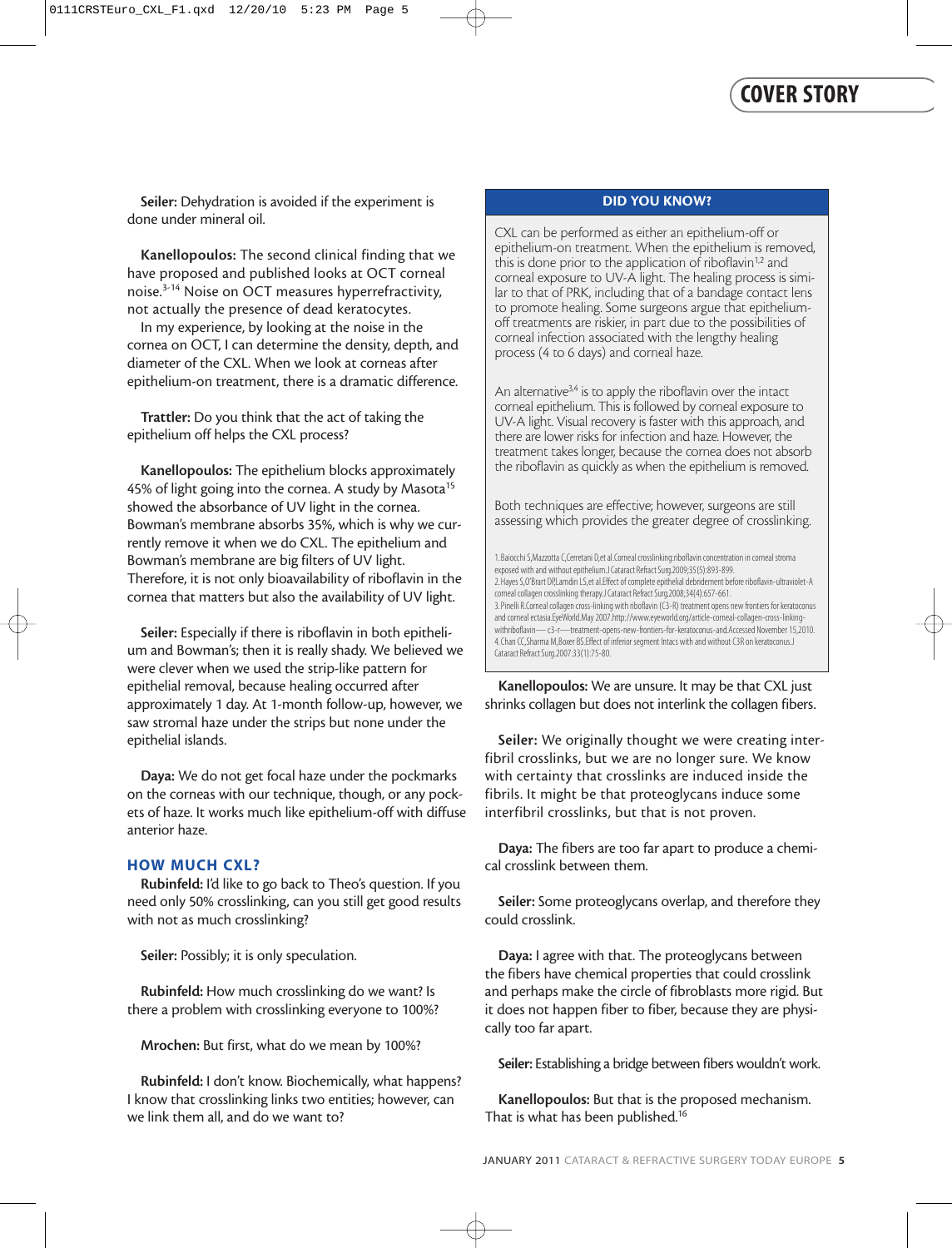**Seiler:** Dehydration is avoided if the experiment is done under mineral oil.

**Kanellopoulos:** The second clinical finding that we have proposed and published looks at OCT corneal noise.[3-14] Noise on OCT measures hyperrefractivity, not actually the presence of dead keratocytes.

In my experience, by looking at the noise in the cornea on OCT, I can determine the density, depth, and diameter of the CXL. When we look at corneas after epithelium-on treatment, there is a dramatic difference.

**Trattler:** Do you think that the act of taking the epithelium off helps the CXL process?

**Kanellopoulos:** The epithelium blocks approximately 45% of light going into the cornea. A study by Masota[15] showed the absorbance of UV light in the cornea. Bowman's membrane absorbs 35%, which is why we currently remove it when we do CXL. The epithelium and Bowman's membrane are big filters of UV light. Therefore, it is not only bioavailability of riboflavin in the cornea that matters but also the availability of UV light.

**Seiler:** Especially if there is riboflavin in both epithelium and Bowman's; then it is really shady. We believed we were clever when we used the strip-like pattern for epithelial removal, because healing occurred after approximately 1 day. At 1-month follow-up, however, we saw stromal haze under the strips but none under the epithelial islands.

**Daya:** We do not get focal haze under the pockmarks on the corneas with our technique, though, or any pockets of haze. It works much like epithelium-off with diffuse anterior haze.

## HOW MUCH CXL?

**Rubinfeld:** I'd like to go back to Theo's question. If you need only 50% crosslinking, can you still get good results with not as much crosslinking?

**Seiler:** Possibly; it is only speculation.

**Rubinfeld:** How much crosslinking do we want? Is there a problem with crosslinking everyone to 100%?

**Mrochen:** But first, what do we mean by 100%?

**Rubinfeld:** I don't know. Biochemically, what happens? I know that crosslinking links two entities; however, can we link them all, and do we want to?

> **DID YOU KNOW?**
>
> CXL can be performed as either an epithelium-off or epithelium-on treatment. When the epithelium is removed, this is done prior to the application of riboflavin[1,2] and corneal exposure to UV-A light. The healing process is similar to that of PRK, including that of a bandage contact lens to promote healing. Some surgeons argue that epithelium-off treatments are riskier, in part due to the possibilities of corneal infection associated with the lengthy healing process (4 to 6 days) and corneal haze.
>
> An alternative[3,4] is to apply the riboflavin over the intact corneal epithelium. This is followed by corneal exposure to UV-A light. Visual recovery is faster with this approach, and there are lower risks for infection and haze. However, the treatment takes longer, because the cornea does not absorb the riboflavin as quickly as when the epithelium is removed.
>
> Both techniques are effective; however, surgeons are still assessing which provides the greater degree of crosslinking.
>
> 1. Baiocchi S,Mazzotta C,Cerretani D,et al.Corneal crosslinking:riboflavin concentration in corneal stroma exposed with and without epithelium.J Cataract Refract Surg.2009;35(5):893-899.
> 2. Hayes S,O'Brart DP,Lamdin LS,et al.Effect of complete epithelial debridement before riboflavin-ultraviolet-A corneal collagen crosslinking therapy.J Cataract Refract Surg.2008;34(4):657-661.
> 3. Pinelli R.Corneal collagen cross-linking with riboflavin (C3-R) treatment opens new frontiers for keratoconus and corneal ectasia.EyeWorld.May 2007.http://www.eyeworld.org/article-corneal-collagen-cross-linking-withriboflavin— c3-r—treatment-opens-new-frontiers-for-keratoconus-and.Accessed November 15,2010.
> 4. Chan CC,Sharma M,Boxer BS.Effect of inferior segment Intacs with and without C3R on keratoconus.J Cataract Refract Surg.2007;33(1):75-80.

**Kanellopoulos:** We are unsure. It may be that CXL just shrinks collagen but does not interlink the collagen fibers.

**Seiler:** We originally thought we were creating interfibril crosslinks, but we are no longer sure. We know with certainty that crosslinks are induced inside the fibrils. It might be that proteoglycans induce some interfibril crosslinks, but that is not proven.

**Daya:** The fibers are too far apart to produce a chemical crosslink between them.

**Seiler:** Some proteoglycans overlap, and therefore they could crosslink.

**Daya:** I agree with that. The proteoglycans between the fibers have chemical properties that could crosslink and perhaps make the circle of fibroblasts more rigid. But it does not happen fiber to fiber, because they are physically too far apart.

**Seiler:** Establishing a bridge between fibers wouldn't work.

**Kanellopoulos:** But that is the proposed mechanism. That is what has been published.[16]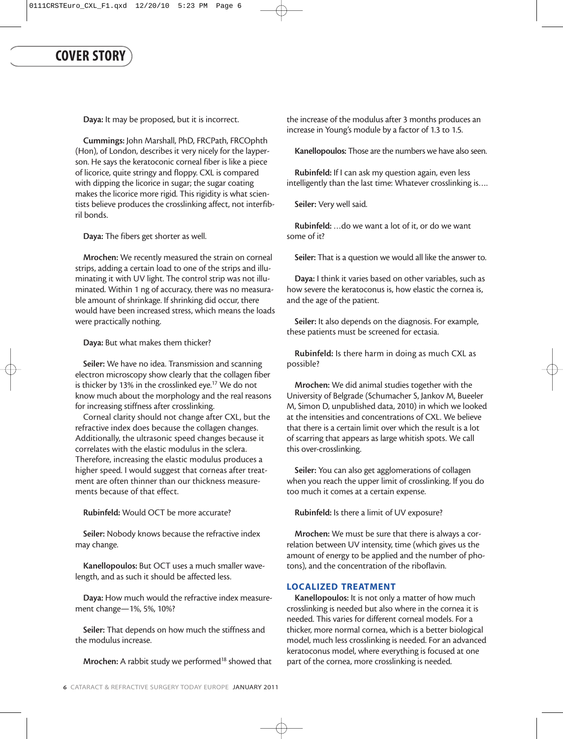**Daya:** It may be proposed, but it is incorrect.

**Cummings:** John Marshall, PhD, FRCPath, FRCOphth (Hon), of London, describes it very nicely for the layperson. He says the keratoconic corneal fiber is like a piece of licorice, quite stringy and floppy. CXL is compared with dipping the licorice in sugar; the sugar coating makes the licorice more rigid. This rigidity is what scientists believe produces the crosslinking affect, not interfibril bonds.

**Daya:** The fibers get shorter as well.

**Mrochen:** We recently measured the strain on corneal strips, adding a certain load to one of the strips and illuminating it with UV light. The control strip was not illuminated. Within 1 ng of accuracy, there was no measurable amount of shrinkage. If shrinking did occur, there would have been increased stress, which means the loads were practically nothing.

**Daya:** But what makes them thicker?

**Seiler:** We have no idea. Transmission and scanning electron microscopy show clearly that the collagen fiber is thicker by 13% in the crosslinked eye.[17] We do not know much about the morphology and the real reasons for increasing stiffness after crosslinking.

Corneal clarity should not change after CXL, but the refractive index does because the collagen changes. Additionally, the ultrasonic speed changes because it correlates with the elastic modulus in the sclera. Therefore, increasing the elastic modulus produces a higher speed. I would suggest that corneas after treatment are often thinner than our thickness measurements because of that effect.

**Rubinfeld:** Would OCT be more accurate?

**Seiler:** Nobody knows because the refractive index may change.

**Kanellopoulos:** But OCT uses a much smaller wavelength, and as such it should be affected less.

**Daya:** How much would the refractive index measurement change—1%, 5%, 10%?

**Seiler:** That depends on how much the stiffness and the modulus increase.

**Mrochen:** A rabbit study we performed[18] showed that the increase of the modulus after 3 months produces an increase in Young's module by a factor of 1.3 to 1.5.

**Kanellopoulos:** Those are the numbers we have also seen.

**Rubinfeld:** If I can ask my question again, even less intelligently than the last time: Whatever crosslinking is….

**Seiler:** Very well said.

**Rubinfeld:** …do we want a lot of it, or do we want some of it?

**Seiler:** That is a question we would all like the answer to.

**Daya:** I think it varies based on other variables, such as how severe the keratoconus is, how elastic the cornea is, and the age of the patient.

**Seiler:** It also depends on the diagnosis. For example, these patients must be screened for ectasia.

**Rubinfeld:** Is there harm in doing as much CXL as possible?

**Mrochen:** We did animal studies together with the University of Belgrade (Schumacher S, Jankov M, Bueeler M, Simon D, unpublished data, 2010) in which we looked at the intensities and concentrations of CXL. We believe that there is a certain limit over which the result is a lot of scarring that appears as large whitish spots. We call this over-crosslinking.

**Seiler:** You can also get agglomerations of collagen when you reach the upper limit of crosslinking. If you do too much it comes at a certain expense.

**Rubinfeld:** Is there a limit of UV exposure?

**Mrochen:** We must be sure that there is always a correlation between UV intensity, time (which gives us the amount of energy to be applied and the number of photons), and the concentration of the riboflavin.

## LOCALIZED TREATMENT

**Kanellopoulos:** It is not only a matter of how much crosslinking is needed but also where in the cornea it is needed. This varies for different corneal models. For a thicker, more normal cornea, which is a better biological model, much less crosslinking is needed. For an advanced keratoconus model, where everything is focused at one part of the cornea, more crosslinking is needed.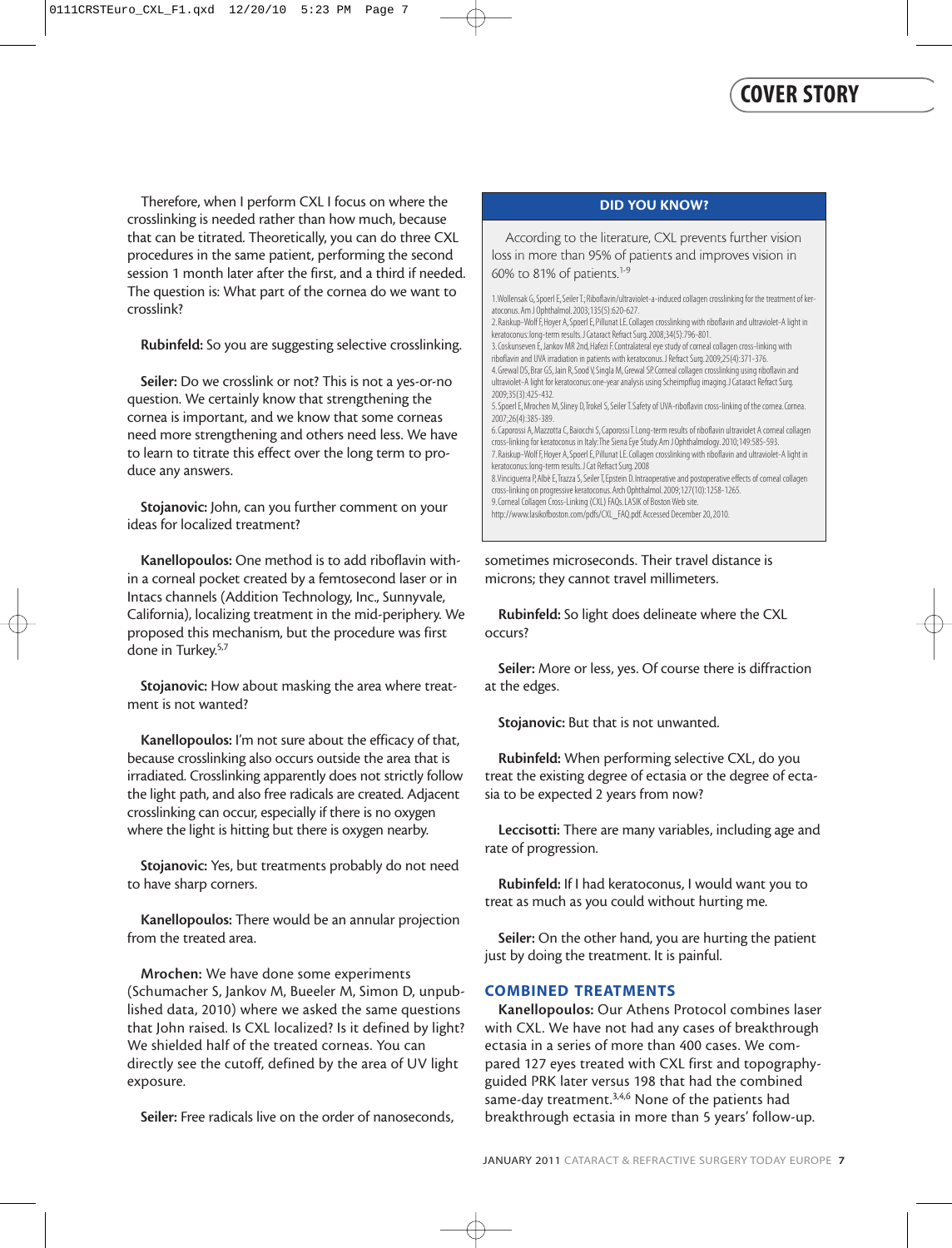Therefore, when I perform CXL I focus on where the crosslinking is needed rather than how much, because that can be titrated. Theoretically, you can do three CXL procedures in the same patient, performing the second session 1 month later after the first, and a third if needed. The question is: What part of the cornea do we want to crosslink?

**Rubinfeld:** So you are suggesting selective crosslinking.

**Seiler:** Do we crosslink or not? This is not a yes-or-no question. We certainly know that strengthening the cornea is important, and we know that some corneas need more strengthening and others need less. We have to learn to titrate this effect over the long term to produce any answers.

**Stojanovic:** John, can you further comment on your ideas for localized treatment?

**Kanellopoulos:** One method is to add riboflavin within a corneal pocket created by a femtosecond laser or in Intacs channels (Addition Technology, Inc., Sunnyvale, California), localizing treatment in the mid-periphery. We proposed this mechanism, but the procedure was first done in Turkey.[5,7]

**Stojanovic:** How about masking the area where treatment is not wanted?

**Kanellopoulos:** I'm not sure about the efficacy of that, because crosslinking also occurs outside the area that is irradiated. Crosslinking apparently does not strictly follow the light path, and also free radicals are created. Adjacent crosslinking can occur, especially if there is no oxygen where the light is hitting but there is oxygen nearby.

**Stojanovic:** Yes, but treatments probably do not need to have sharp corners.

**Kanellopoulos:** There would be an annular projection from the treated area.

**Mrochen:** We have done some experiments (Schumacher S, Jankov M, Bueeler M, Simon D, unpublished data, 2010) where we asked the same questions that John raised. Is CXL localized? Is it defined by light? We shielded half of the treated corneas. You can directly see the cutoff, defined by the area of UV light exposure.

**Seiler:** Free radicals live on the order of nanoseconds, sometimes microseconds. Their travel distance is microns; they cannot travel millimeters.

**Rubinfeld:** So light does delineate where the CXL occurs?

**Seiler:** More or less, yes. Of course there is diffraction at the edges.

**Stojanovic:** But that is not unwanted.

**Rubinfeld:** When performing selective CXL, do you treat the existing degree of ectasia or the degree of ectasia to be expected 2 years from now?

**Leccisotti:** There are many variables, including age and rate of progression.

**Rubinfeld:** If I had keratoconus, I would want you to treat as much as you could without hurting me.

**Seiler:** On the other hand, you are hurting the patient just by doing the treatment. It is painful.

## COMBINED TREATMENTS

**Kanellopoulos:** Our Athens Protocol combines laser with CXL. We have not had any cases of breakthrough ectasia in a series of more than 400 cases. We compared 127 eyes treated with CXL first and topography-guided PRK later versus 198 that had the combined same-day treatment.[3,4,6] None of the patients had breakthrough ectasia in more than 5 years' follow-up.

---

### DID YOU KNOW?

According to the literature, CXL prevents further vision loss in more than 95% of patients and improves vision in 60% to 81% of patients.[1-9]

1. Wollensak G, Spoerl E, Seiler T.; Riboflavin/ultraviolet-a-induced collagen crosslinking for the treatment of keratoconus. Am J Ophthalmol. 2003;135(5):620-627.
2. Raiskup-Wolf F, Hoyer A, Spoerl E, Pillunat LE. Collagen crosslinking with riboflavin and ultraviolet-A light in keratoconus: long-term results. J Cataract Refract Surg. 2008;34(5):796-801.
3. Coskunseven E, Jankov MR 2nd, Hafezi F. Contralateral eye study of corneal collagen cross-linking with riboflavin and UVA irradiation in patients with keratoconus. J Refract Surg. 2009;25(4):371-376.
4. Grewal DS, Brar GS, Jain R, Sood V, Singla M, Grewal SP. Corneal collagen crosslinking using riboflavin and ultraviolet-A light for keratoconus: one-year analysis using Scheimpflug imaging. J Cataract Refract Surg. 2009;35(3):425-432.
5. Spoerl E, Mrochen M, Sliney D, Trokel S, Seiler T. Safety of UVA-riboflavin cross-linking of the cornea. Cornea. 2007;26(4):385-389.
6. Caporossi A, Mazzotta C, Baiocchi S, Caporossi T. Long-term results of riboflavin ultraviolet A corneal collagen cross-linking for keratoconus in Italy: The Siena Eye Study. Am J Ophthalmology. 2010;149:585-593.
7. Raiskup-Wolf F, Hoyer A, Spoerl E, Pillunat LE. Collagen crosslinking with riboflavin and ultraviolet-A light in keratoconus: long-term results. J Cat Refract Surg. 2008
8. Vinciguerra P, Albè E, Trazza S, Seiler T, Epstein D. Intraoperative and postoperative effects of corneal collagen cross-linking on progressive keratoconus. Arch Ophthalmol. 2009;127(10):1258-1265.
9. Corneal Collagen Cross-Linking (CXL) FAQs. LASIK of Boston Web site. http://www.lasikofboston.com/pdfs/CXL_FAQ.pdf. Accessed December 20, 2010.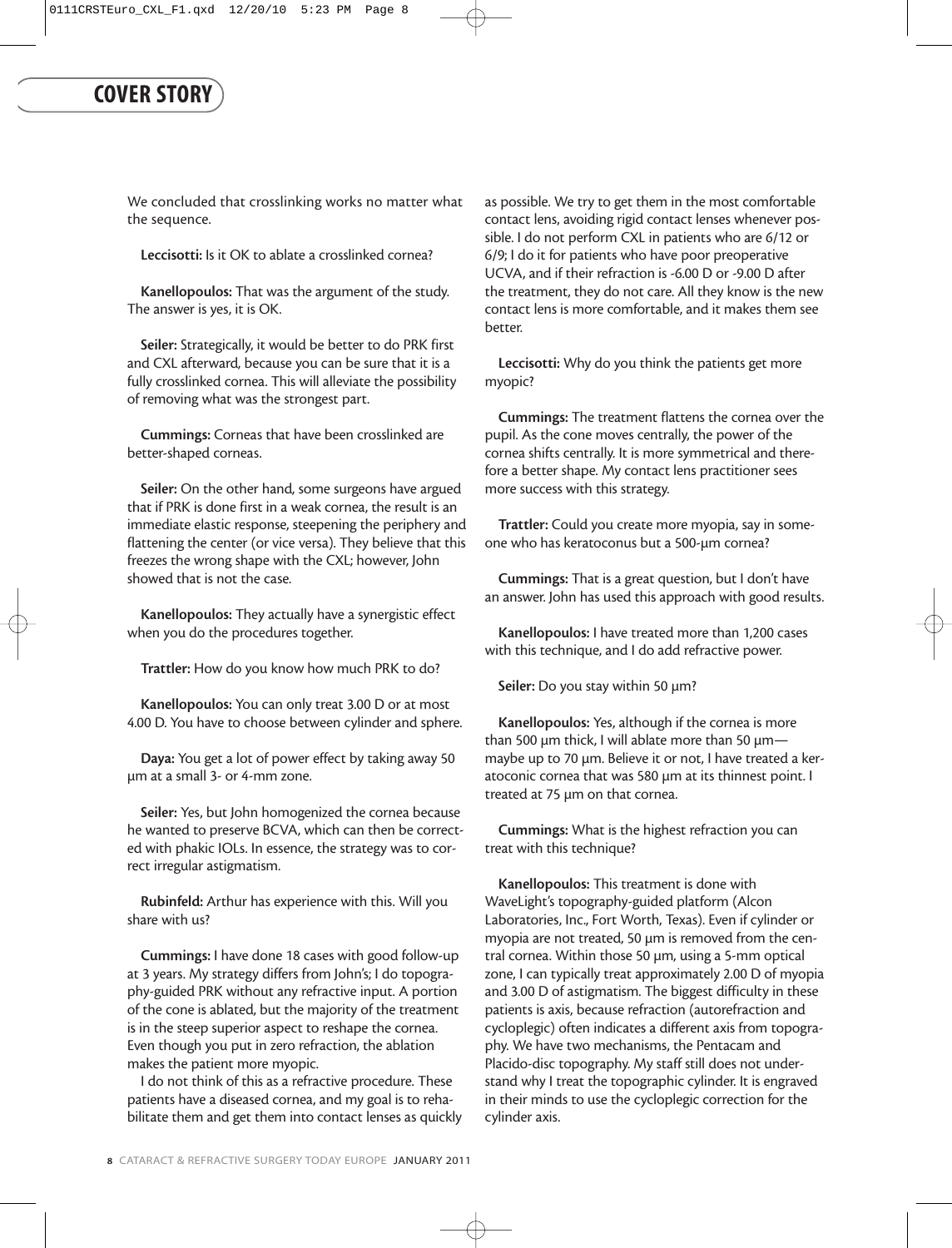We concluded that crosslinking works no matter what the sequence.

**Leccisotti:** Is it OK to ablate a crosslinked cornea?

**Kanellopoulos:** That was the argument of the study. The answer is yes, it is OK.

**Seiler:** Strategically, it would be better to do PRK first and CXL afterward, because you can be sure that it is a fully crosslinked cornea. This will alleviate the possibility of removing what was the strongest part.

**Cummings:** Corneas that have been crosslinked are better-shaped corneas.

**Seiler:** On the other hand, some surgeons have argued that if PRK is done first in a weak cornea, the result is an immediate elastic response, steepening the periphery and flattening the center (or vice versa). They believe that this freezes the wrong shape with the CXL; however, John showed that is not the case.

**Kanellopoulos:** They actually have a synergistic effect when you do the procedures together.

**Trattler:** How do you know how much PRK to do?

**Kanellopoulos:** You can only treat 3.00 D or at most 4.00 D. You have to choose between cylinder and sphere.

**Daya:** You get a lot of power effect by taking away 50 µm at a small 3- or 4-mm zone.

**Seiler:** Yes, but John homogenized the cornea because he wanted to preserve BCVA, which can then be corrected with phakic IOLs. In essence, the strategy was to correct irregular astigmatism.

**Rubinfeld:** Arthur has experience with this. Will you share with us?

**Cummings:** I have done 18 cases with good follow-up at 3 years. My strategy differs from John's; I do topography-guided PRK without any refractive input. A portion of the cone is ablated, but the majority of the treatment is in the steep superior aspect to reshape the cornea. Even though you put in zero refraction, the ablation makes the patient more myopic.

I do not think of this as a refractive procedure. These patients have a diseased cornea, and my goal is to rehabilitate them and get them into contact lenses as quickly as possible. We try to get them in the most comfortable contact lens, avoiding rigid contact lenses whenever possible. I do not perform CXL in patients who are 6/12 or 6/9; I do it for patients who have poor preoperative UCVA, and if their refraction is -6.00 D or -9.00 D after the treatment, they do not care. All they know is the new contact lens is more comfortable, and it makes them see better.

**Leccisotti:** Why do you think the patients get more myopic?

**Cummings:** The treatment flattens the cornea over the pupil. As the cone moves centrally, the power of the cornea shifts centrally. It is more symmetrical and therefore a better shape. My contact lens practitioner sees more success with this strategy.

**Trattler:** Could you create more myopia, say in someone who has keratoconus but a 500-µm cornea?

**Cummings:** That is a great question, but I don't have an answer. John has used this approach with good results.

**Kanellopoulos:** I have treated more than 1,200 cases with this technique, and I do add refractive power.

**Seiler:** Do you stay within 50 µm?

**Kanellopoulos:** Yes, although if the cornea is more than 500 µm thick, I will ablate more than 50 µm—maybe up to 70 µm. Believe it or not, I have treated a keratoconic cornea that was 580 µm at its thinnest point. I treated at 75 µm on that cornea.

**Cummings:** What is the highest refraction you can treat with this technique?

**Kanellopoulos:** This treatment is done with WaveLight's topography-guided platform (Alcon Laboratories, Inc., Fort Worth, Texas). Even if cylinder or myopia are not treated, 50 µm is removed from the central cornea. Within those 50 µm, using a 5-mm optical zone, I can typically treat approximately 2.00 D of myopia and 3.00 D of astigmatism. The biggest difficulty in these patients is axis, because refraction (autorefraction and cycloplegic) often indicates a different axis from topography. We have two mechanisms, the Pentacam and Placido-disc topography. My staff still does not understand why I treat the topographic cylinder. It is engraved in their minds to use the cycloplegic correction for the cylinder axis.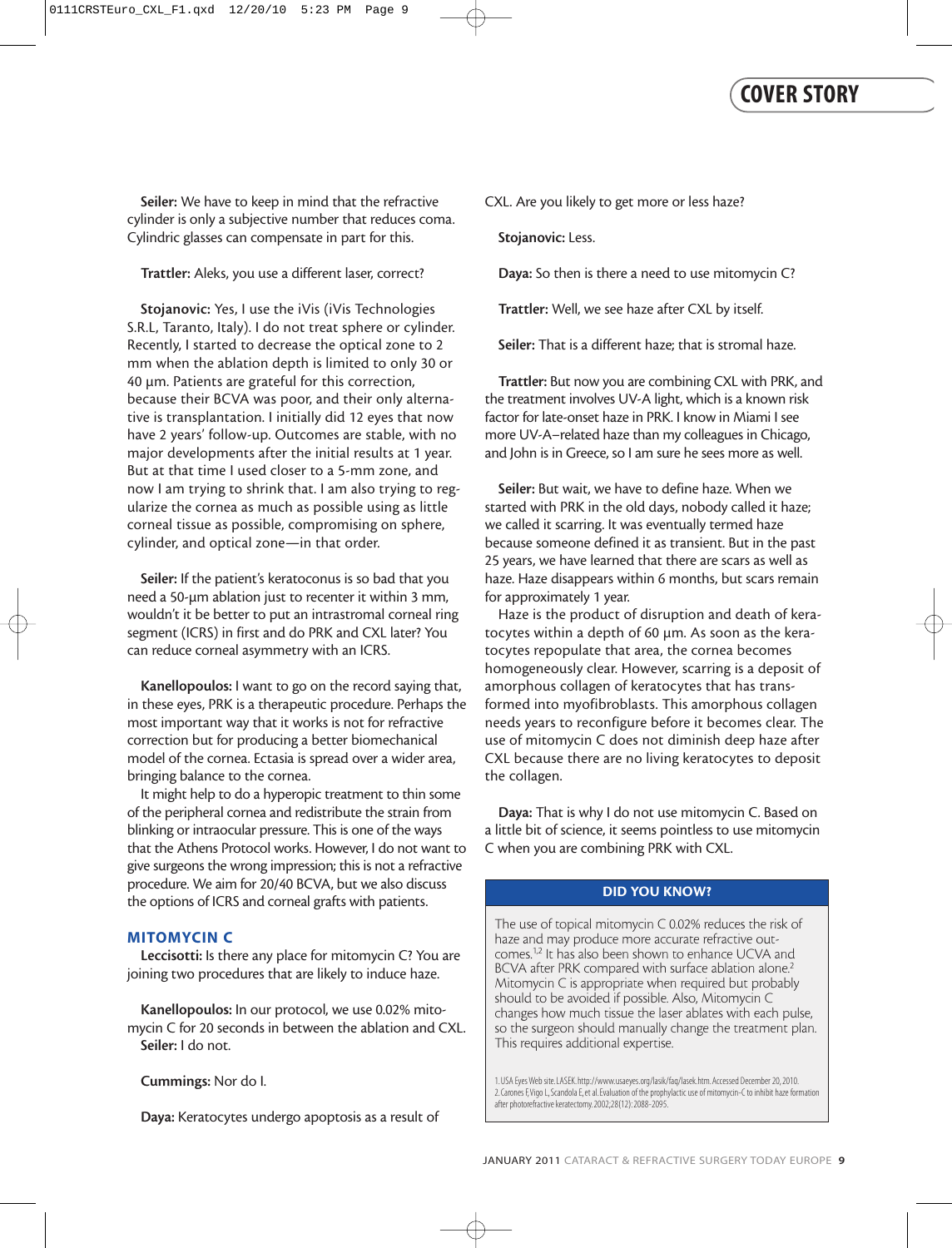**Seiler:** We have to keep in mind that the refractive cylinder is only a subjective number that reduces coma. Cylindric glasses can compensate in part for this.

**Trattler:** Aleks, you use a different laser, correct?

**Stojanovic:** Yes, I use the iVis (iVis Technologies S.R.L, Taranto, Italy). I do not treat sphere or cylinder. Recently, I started to decrease the optical zone to 2 mm when the ablation depth is limited to only 30 or 40 µm. Patients are grateful for this correction, because their BCVA was poor, and their only alternative is transplantation. I initially did 12 eyes that now have 2 years' follow-up. Outcomes are stable, with no major developments after the initial results at 1 year. But at that time I used closer to a 5-mm zone, and now I am trying to shrink that. I am also trying to regularize the cornea as much as possible using as little corneal tissue as possible, compromising on sphere, cylinder, and optical zone—in that order.

**Seiler:** If the patient's keratoconus is so bad that you need a 50-µm ablation just to recenter it within 3 mm, wouldn't it be better to put an intrastromal corneal ring segment (ICRS) in first and do PRK and CXL later? You can reduce corneal asymmetry with an ICRS.

**Kanellopoulos:** I want to go on the record saying that, in these eyes, PRK is a therapeutic procedure. Perhaps the most important way that it works is not for refractive correction but for producing a better biomechanical model of the cornea. Ectasia is spread over a wider area, bringing balance to the cornea.

It might help to do a hyperopic treatment to thin some of the peripheral cornea and redistribute the strain from blinking or intraocular pressure. This is one of the ways that the Athens Protocol works. However, I do not want to give surgeons the wrong impression; this is not a refractive procedure. We aim for 20/40 BCVA, but we also discuss the options of ICRS and corneal grafts with patients.

## MITOMYCIN C

**Leccisotti:** Is there any place for mitomycin C? You are joining two procedures that are likely to induce haze.

**Kanellopoulos:** In our protocol, we use 0.02% mitomycin C for 20 seconds in between the ablation and CXL.

**Seiler:** I do not.

**Cummings:** Nor do I.

**Daya:** Keratocytes undergo apoptosis as a result of CXL. Are you likely to get more or less haze?

**Stojanovic:** Less.

**Daya:** So then is there a need to use mitomycin C?

**Trattler:** Well, we see haze after CXL by itself.

**Seiler:** That is a different haze; that is stromal haze.

**Trattler:** But now you are combining CXL with PRK, and the treatment involves UV-A light, which is a known risk factor for late-onset haze in PRK. I know in Miami I see more UV-A–related haze than my colleagues in Chicago, and John is in Greece, so I am sure he sees more as well.

**Seiler:** But wait, we have to define haze. When we started with PRK in the old days, nobody called it haze; we called it scarring. It was eventually termed haze because someone defined it as transient. But in the past 25 years, we have learned that there are scars as well as haze. Haze disappears within 6 months, but scars remain for approximately 1 year.

Haze is the product of disruption and death of keratocytes within a depth of 60 µm. As soon as the keratocytes repopulate that area, the cornea becomes homogeneously clear. However, scarring is a deposit of amorphous collagen of keratocytes that has transformed into myofibroblasts. This amorphous collagen needs years to reconfigure before it becomes clear. The use of mitomycin C does not diminish deep haze after CXL because there are no living keratocytes to deposit the collagen.

**Daya:** That is why I do not use mitomycin C. Based on a little bit of science, it seems pointless to use mitomycin C when you are combining PRK with CXL.

### DID YOU KNOW?

The use of topical mitomycin C 0.02% reduces the risk of haze and may produce more accurate refractive outcomes.[1,2] It has also been shown to enhance UCVA and BCVA after PRK compared with surface ablation alone.[2] Mitomycin C is appropriate when required but probably should to be avoided if possible. Also, Mitomycin C changes how much tissue the laser ablates with each pulse, so the surgeon should manually change the treatment plan. This requires additional expertise.

1. USA Eyes Web site. LASEK. http://www.usaeyes.org/lasik/faq/lasek.htm. Accessed December 20, 2010.
2. Carones F, Vigo L, Scandola E, et al. Evaluation of the prophylactic use of mitomycin-C to inhibit haze formation after photorefractive keratectomy. 2002;28(12):2088-2095.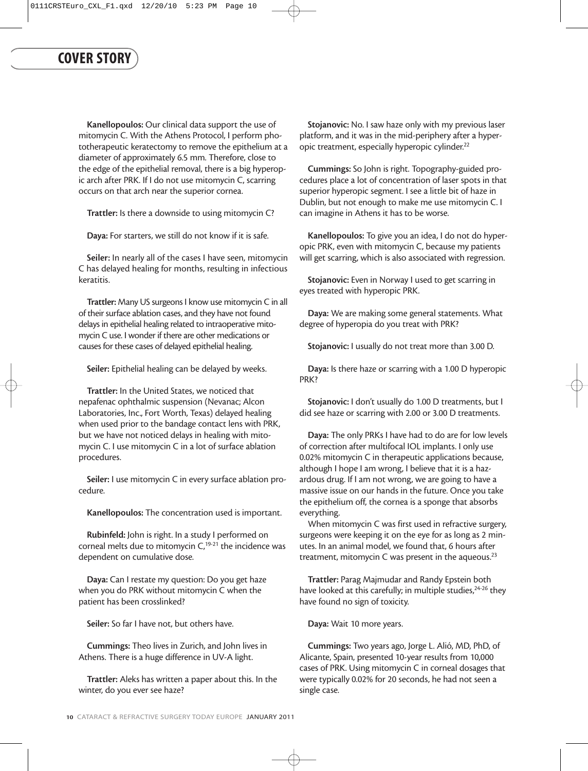**Kanellopoulos:** Our clinical data support the use of mitomycin C. With the Athens Protocol, I perform phototherapeutic keratectomy to remove the epithelium at a diameter of approximately 6.5 mm. Therefore, close to the edge of the epithelial removal, there is a big hyperopic arch after PRK. If I do not use mitomycin C, scarring occurs on that arch near the superior cornea.

**Trattler:** Is there a downside to using mitomycin C?

**Daya:** For starters, we still do not know if it is safe.

**Seiler:** In nearly all of the cases I have seen, mitomycin C has delayed healing for months, resulting in infectious keratitis.

**Trattler:** Many US surgeons I know use mitomycin C in all of their surface ablation cases, and they have not found delays in epithelial healing related to intraoperative mitomycin C use. I wonder if there are other medications or causes for these cases of delayed epithelial healing.

**Seiler:** Epithelial healing can be delayed by weeks.

**Trattler:** In the United States, we noticed that nepafenac ophthalmic suspension (Nevanac; Alcon Laboratories, Inc., Fort Worth, Texas) delayed healing when used prior to the bandage contact lens with PRK, but we have not noticed delays in healing with mitomycin C. I use mitomycin C in a lot of surface ablation procedures.

**Seiler:** I use mitomycin C in every surface ablation procedure.

**Kanellopoulos:** The concentration used is important.

**Rubinfeld:** John is right. In a study I performed on corneal melts due to mitomycin C,[19-21] the incidence was dependent on cumulative dose.

**Daya:** Can I restate my question: Do you get haze when you do PRK without mitomycin C when the patient has been crosslinked?

**Seiler:** So far I have not, but others have.

**Cummings:** Theo lives in Zurich, and John lives in Athens. There is a huge difference in UV-A light.

**Trattler:** Aleks has written a paper about this. In the winter, do you ever see haze?

**Stojanovic:** No. I saw haze only with my previous laser platform, and it was in the mid-periphery after a hyperopic treatment, especially hyperopic cylinder.[22]

**Cummings:** So John is right. Topography-guided procedures place a lot of concentration of laser spots in that superior hyperopic segment. I see a little bit of haze in Dublin, but not enough to make me use mitomycin C. I can imagine in Athens it has to be worse.

**Kanellopoulos:** To give you an idea, I do not do hyperopic PRK, even with mitomycin C, because my patients will get scarring, which is also associated with regression.

**Stojanovic:** Even in Norway I used to get scarring in eyes treated with hyperopic PRK.

**Daya:** We are making some general statements. What degree of hyperopia do you treat with PRK?

**Stojanovic:** I usually do not treat more than 3.00 D.

**Daya:** Is there haze or scarring with a 1.00 D hyperopic PRK?

**Stojanovic:** I don't usually do 1.00 D treatments, but I did see haze or scarring with 2.00 or 3.00 D treatments.

**Daya:** The only PRKs I have had to do are for low levels of correction after multifocal IOL implants. I only use 0.02% mitomycin C in therapeutic applications because, although I hope I am wrong, I believe that it is a hazardous drug. If I am not wrong, we are going to have a massive issue on our hands in the future. Once you take the epithelium off, the cornea is a sponge that absorbs everything.

When mitomycin C was first used in refractive surgery, surgeons were keeping it on the eye for as long as 2 minutes. In an animal model, we found that, 6 hours after treatment, mitomycin C was present in the aqueous.[23]

**Trattler:** Parag Majmudar and Randy Epstein both have looked at this carefully; in multiple studies,[24-26] they have found no sign of toxicity.

**Daya:** Wait 10 more years.

**Cummings:** Two years ago, Jorge L. Alió, MD, PhD, of Alicante, Spain, presented 10-year results from 10,000 cases of PRK. Using mitomycin C in corneal dosages that were typically 0.02% for 20 seconds, he had not seen a single case.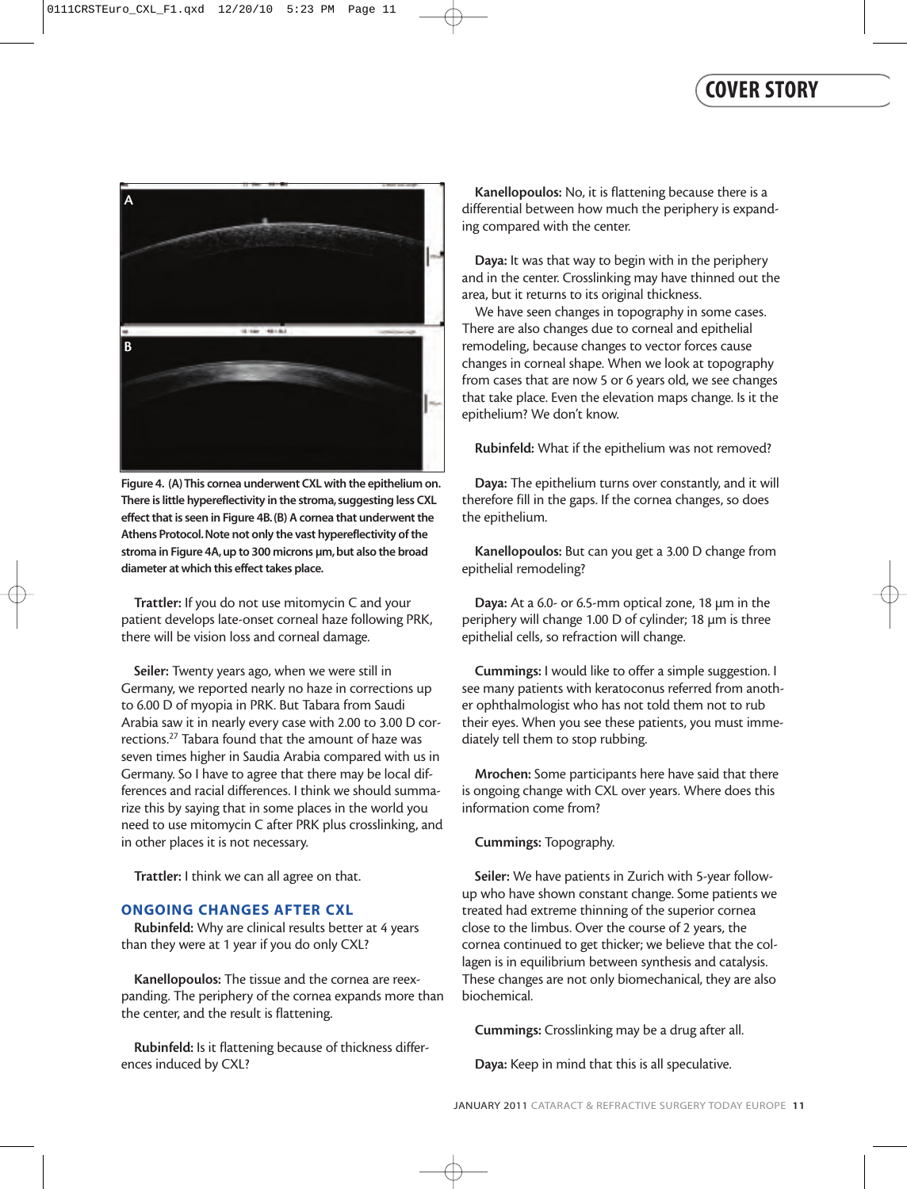Figure 4. (A) This cornea underwent CXL with the epithelium on. There is little hyperreflectivity in the stroma, suggesting less CXL effect that is seen in Figure 4B. (B) A cornea that underwent the Athens Protocol. Note not only the vast hyperreflectivity of the stroma in Figure 4A, up to 300 microns µm, but also the broad diameter at which this effect takes place.

**Trattler:** If you do not use mitomycin C and your patient develops late-onset corneal haze following PRK, there will be vision loss and corneal damage.

**Seiler:** Twenty years ago, when we were still in Germany, we reported nearly no haze in corrections up to 6.00 D of myopia in PRK. But Tabara from Saudi Arabia saw it in nearly every case with 2.00 to 3.00 D corrections.[27] Tabara found that the amount of haze was seven times higher in Saudia Arabia compared with us in Germany. So I have to agree that there may be local differences and racial differences. I think we should summarize this by saying that in some places in the world you need to use mitomycin C after PRK plus crosslinking, and in other places it is not necessary.

**Trattler:** I think we can all agree on that.

## ONGOING CHANGES AFTER CXL

**Rubinfeld:** Why are clinical results better at 4 years than they were at 1 year if you do only CXL?

**Kanellopoulos:** The tissue and the cornea are reexpanding. The periphery of the cornea expands more than the center, and the result is flattening.

**Rubinfeld:** Is it flattening because of thickness differences induced by CXL?

**Kanellopoulos:** No, it is flattening because there is a differential between how much the periphery is expanding compared with the center.

**Daya:** It was that way to begin with in the periphery and in the center. Crosslinking may have thinned out the area, but it returns to its original thickness.

We have seen changes in topography in some cases. There are also changes due to corneal and epithelial remodeling, because changes to vector forces cause changes in corneal shape. When we look at topography from cases that are now 5 or 6 years old, we see changes that take place. Even the elevation maps change. Is it the epithelium? We don't know.

**Rubinfeld:** What if the epithelium was not removed?

**Daya:** The epithelium turns over constantly, and it will therefore fill in the gaps. If the cornea changes, so does the epithelium.

**Kanellopoulos:** But can you get a 3.00 D change from epithelial remodeling?

**Daya:** At a 6.0- or 6.5-mm optical zone, 18 µm in the periphery will change 1.00 D of cylinder; 18 µm is three epithelial cells, so refraction will change.

**Cummings:** I would like to offer a simple suggestion. I see many patients with keratoconus referred from another ophthalmologist who has not told them not to rub their eyes. When you see these patients, you must immediately tell them to stop rubbing.

**Mrochen:** Some participants here have said that there is ongoing change with CXL over years. Where does this information come from?

**Cummings:** Topography.

**Seiler:** We have patients in Zurich with 5-year follow-up who have shown constant change. Some patients we treated had extreme thinning of the superior cornea close to the limbus. Over the course of 2 years, the cornea continued to get thicker; we believe that the collagen is in equilibrium between synthesis and catalysis. These changes are not only biomechanical, they are also biochemical.

**Cummings:** Crosslinking may be a drug after all.

**Daya:** Keep in mind that this is all speculative.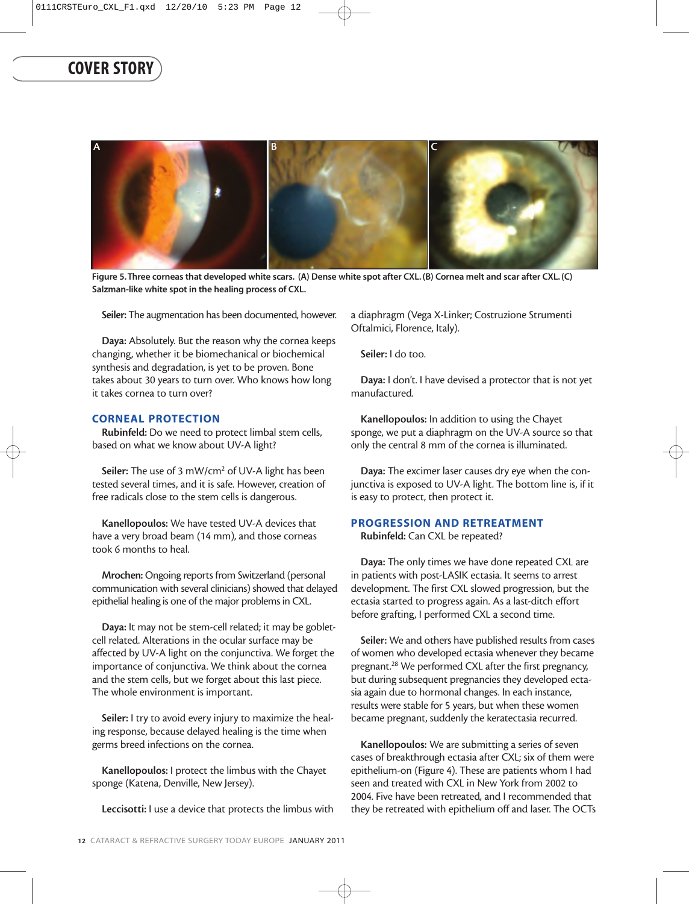Figure 5. Three corneas that developed white scars. (A) Dense white spot after CXL. (B) Cornea melt and scar after CXL. (C) Salzman-like white spot in the healing process of CXL.

**Seiler:** The augmentation has been documented, however.

**Daya:** Absolutely. But the reason why the cornea keeps changing, whether it be biomechanical or biochemical synthesis and degradation, is yet to be proven. Bone takes about 30 years to turn over. Who knows how long it takes cornea to turn over?

## CORNEAL PROTECTION

**Rubinfeld:** Do we need to protect limbal stem cells, based on what we know about UV-A light?

**Seiler:** The use of 3 mW/cm$^2$ of UV-A light has been tested several times, and it is safe. However, creation of free radicals close to the stem cells is dangerous.

**Kanellopoulos:** We have tested UV-A devices that have a very broad beam (14 mm), and those corneas took 6 months to heal.

**Mrochen:** Ongoing reports from Switzerland (personal communication with several clinicians) showed that delayed epithelial healing is one of the major problems in CXL.

**Daya:** It may not be stem-cell related; it may be goblet-cell related. Alterations in the ocular surface may be affected by UV-A light on the conjunctiva. We forget the importance of conjunctiva. We think about the cornea and the stem cells, but we forget about this last piece. The whole environment is important.

**Seiler:** I try to avoid every injury to maximize the healing response, because delayed healing is the time when germs breed infections on the cornea.

**Kanellopoulos:** I protect the limbus with the Chayet sponge (Katena, Denville, New Jersey).

**Leccisotti:** I use a device that protects the limbus with a diaphragm (Vega X-Linker; Costruzione Strumenti Oftalmici, Florence, Italy).

**Seiler:** I do too.

**Daya:** I don't. I have devised a protector that is not yet manufactured.

**Kanellopoulos:** In addition to using the Chayet sponge, we put a diaphragm on the UV-A source so that only the central 8 mm of the cornea is illuminated.

**Daya:** The excimer laser causes dry eye when the conjunctiva is exposed to UV-A light. The bottom line is, if it is easy to protect, then protect it.

## PROGRESSION AND RETREATMENT

**Rubinfeld:** Can CXL be repeated?

**Daya:** The only times we have done repeated CXL are in patients with post-LASIK ectasia. It seems to arrest development. The first CXL slowed progression, but the ectasia started to progress again. As a last-ditch effort before grafting, I performed CXL a second time.

**Seiler:** We and others have published results from cases of women who developed ectasia whenever they became pregnant.[28] We performed CXL after the first pregnancy, but during subsequent pregnancies they developed ectasia again due to hormonal changes. In each instance, results were stable for 5 years, but when these women became pregnant, suddenly the keratectasia recurred.

**Kanellopoulos:** We are submitting a series of seven cases of breakthrough ectasia after CXL; six of them were epithelium-on (Figure 4). These are patients whom I had seen and treated with CXL in New York from 2002 to 2004. Five have been retreated, and I recommended that they be retreated with epithelium off and laser. The OCTs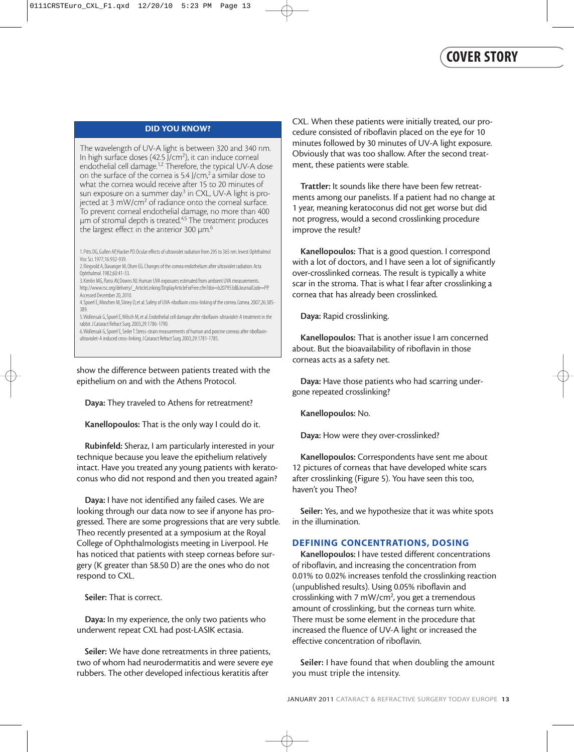### DID YOU KNOW?

The wavelength of UV-A light is between 320 and 340 nm. In high surface doses (42.5 J/cm$^2$), it can induce corneal endothelial cell damage.[1,2] Therefore, the typical UV-A dose on the surface of the cornea is 5.4 J/cm,[2] a similar dose to what the cornea would receive after 15 to 20 minutes of sun exposure on a summer day.[3] In CXL, UV-A light is projected at 3 mW/cm$^2$ of radiance onto the corneal surface. To prevent corneal endothelial damage, no more than 400 µm of stromal depth is treated.[4,5] The treatment produces the largest effect in the anterior 300 µm.[6]

1. Pitts DG, Gullen AP, Hacker PD. Ocular effects of ultraviolet radiation from 295 to 365 nm. Invest Ophthalmol Visc Sci. 1977;16:932-939.
2. Ringvold A, Davanger M, Olsen EG. Changes of the cornea endothelium after ultraviolet radiation. Acta Ophthalmol. 1982;60:41-53.
3. Kimlin MG, Parisi AV, Downs NJ. Human UVA exposures estimated from ambient UVA measurements. http://www.rsc.org/delivery/_ArticleLinking/DisplayArticleForFree.cfm?doi=b207953d&JournalCode=PP. Accessed December 20, 2010.
4. Spoerl E, Mrochen M, Sliney D, et al. Safety of UVA-riboflavin cross-linking of the cornea. Cornea. 2007;26:385-389.
5. Wollensak G, Spoerl E, Wilsch M, et al. Endothelial cell damage after riboflavin-ultraviolet-A treatment in the rabbit. J Cataract Refract Surg. 2003;29:1786-1790.
6. Wollensak G, Spoerl E, Seiler T. Stress-strain measurements of human and porcine corneas after riboflavin-ultraviolet-A induced cross-linking. J Cataract Refract Surg. 2003;29:1781-1785.

show the difference between patients treated with the epithelium on and with the Athens Protocol.

**Daya:** They traveled to Athens for retreatment?

**Kanellopoulos:** That is the only way I could do it.

**Rubinfeld:** Sheraz, I am particularly interested in your technique because you leave the epithelium relatively intact. Have you treated any young patients with keratoconus who did not respond and then you treated again?

**Daya:** I have not identified any failed cases. We are looking through our data now to see if anyone has progressed. There are some progressions that are very subtle. Theo recently presented at a symposium at the Royal College of Ophthalmologists meeting in Liverpool. He has noticed that patients with steep corneas before surgery (K greater than 58.50 D) are the ones who do not respond to CXL.

**Seiler:** That is correct.

**Daya:** In my experience, the only two patients who underwent repeat CXL had post-LASIK ectasia.

**Seiler:** We have done retreatments in three patients, two of whom had neurodermatitis and were severe eye rubbers. The other developed infectious keratitis after CXL. When these patients were initially treated, our procedure consisted of riboflavin placed on the eye for 10 minutes followed by 30 minutes of UV-A light exposure. Obviously that was too shallow. After the second treatment, these patients were stable.

**Trattler:** It sounds like there have been few retreatments among our panelists. If a patient had no change at 1 year, meaning keratoconus did not get worse but did not progress, would a second crosslinking procedure improve the result?

**Kanellopoulos:** That is a good question. I correspond with a lot of doctors, and I have seen a lot of significantly over-crosslinked corneas. The result is typically a white scar in the stroma. That is what I fear after crosslinking a cornea that has already been crosslinked.

**Daya:** Rapid crosslinking.

**Kanellopoulos:** That is another issue I am concerned about. But the bioavailability of riboflavin in those corneas acts as a safety net.

**Daya:** Have those patients who had scarring undergone repeated crosslinking?

**Kanellopoulos:** No.

**Daya:** How were they over-crosslinked?

**Kanellopoulos:** Correspondents have sent me about 12 pictures of corneas that have developed white scars after crosslinking (Figure 5). You have seen this too, haven't you Theo?

**Seiler:** Yes, and we hypothesize that it was white spots in the illumination.

## DEFINING CONCENTRATIONS, DOSING

**Kanellopoulos:** I have tested different concentrations of riboflavin, and increasing the concentration from 0.01% to 0.02% increases tenfold the crosslinking reaction (unpublished results). Using 0.05% riboflavin and crosslinking with 7 mW/cm$^2$, you get a tremendous amount of crosslinking, but the corneas turn white. There must be some element in the procedure that increased the fluence of UV-A light or increased the effective concentration of riboflavin.

**Seiler:** I have found that when doubling the amount you must triple the intensity.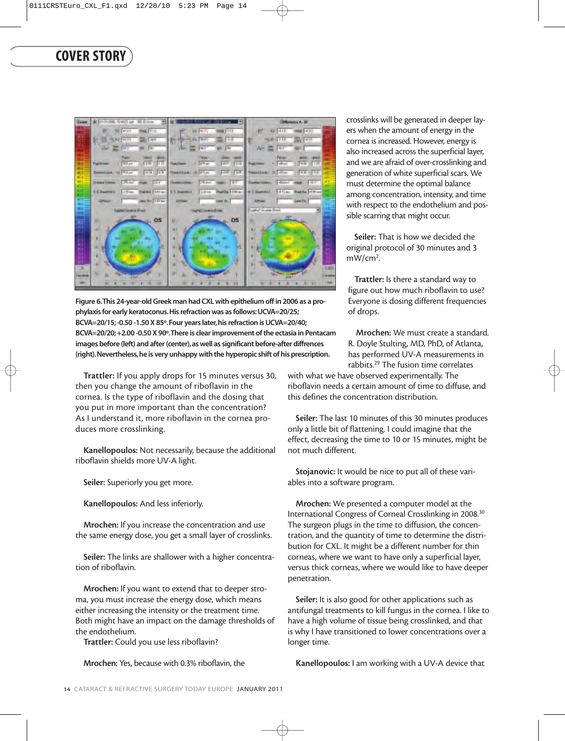Figure 6. This 24-year-old Greek man had CXL with epithelium off in 2006 as a prophylaxis for early keratoconus. His refraction was as follows: UCVA=20/25; BCVA=20/15; -0.50 -1.50 X 85º. Four years later, his refraction is UCVA=20/40; BCVA=20/20; +2.00 -0.50 X 90º. There is clear improvement of the ectasia in Pentacam images before (left) and after (center), as well as significant before-after diffrences (right). Nevertheless, he is very unhappy with the hyperopic shift of his prescription.

**Trattler:** If you apply drops for 15 minutes versus 30, then you change the amount of riboflavin in the cornea. Is the type of riboflavin and the dosing that you put in more important than the concentration? As I understand it, more riboflavin in the cornea produces more crosslinking.

**Kanellopoulos:** Not necessarily, because the additional riboflavin shields more UV-A light.

**Seiler:** Superiorly you get more.

**Kanellopoulos:** And less inferiorly.

**Mrochen:** If you increase the concentration and use the same energy dose, you get a small layer of crosslinks.

**Seiler:** The links are shallower with a higher concentration of riboflavin.

**Mrochen:** If you want to extend that to deeper stroma, you must increase the energy dose, which means either increasing the intensity or the treatment time. Both might have an impact on the damage thresholds of the endothelium.

**Trattler:** Could you use less riboflavin?

**Mrochen:** Yes, because with 0.3% riboflavin, the crosslinks will be generated in deeper layers when the amount of energy in the cornea is increased. However, energy is also increased across the superficial layer, and we are afraid of over-crosslinking and generation of white superficial scars. We must determine the optimal balance among concentration, intensity, and time with respect to the endothelium and possible scarring that might occur.

**Seiler:** That is how we decided the original protocol of 30 minutes and 3 mW/cm$^2$.

**Trattler:** Is there a standard way to figure out how much riboflavin to use? Everyone is dosing different frequencies of drops.

**Mrochen:** We must create a standard. R. Doyle Stulting, MD, PhD, of Atlanta, has performed UV-A measurements in rabbits.[29] The fusion time correlates with what we have observed experimentally. The riboflavin needs a certain amount of time to diffuse, and this defines the concentration distribution.

**Seiler:** The last 10 minutes of this 30 minutes produces only a little bit of flattening. I could imagine that the effect, decreasing the time to 10 or 15 minutes, might be not much different.

**Stojanovic:** It would be nice to put all of these variables into a software program.

**Mrochen:** We presented a computer model at the International Congress of Corneal Crosslinking in 2008.[30] The surgeon plugs in the time to diffusion, the concentration, and the quantity of time to determine the distribution for CXL. It might be a different number for thin corneas, where we want to have only a superficial layer, versus thick corneas, where we would like to have deeper penetration.

**Seiler:** It is also good for other applications such as antifungal treatments to kill fungus in the cornea. I like to have a high volume of tissue being crosslinked, and that is why I have transitioned to lower concentrations over a longer time.

**Kanellopoulos:** I am working with a UV-A device that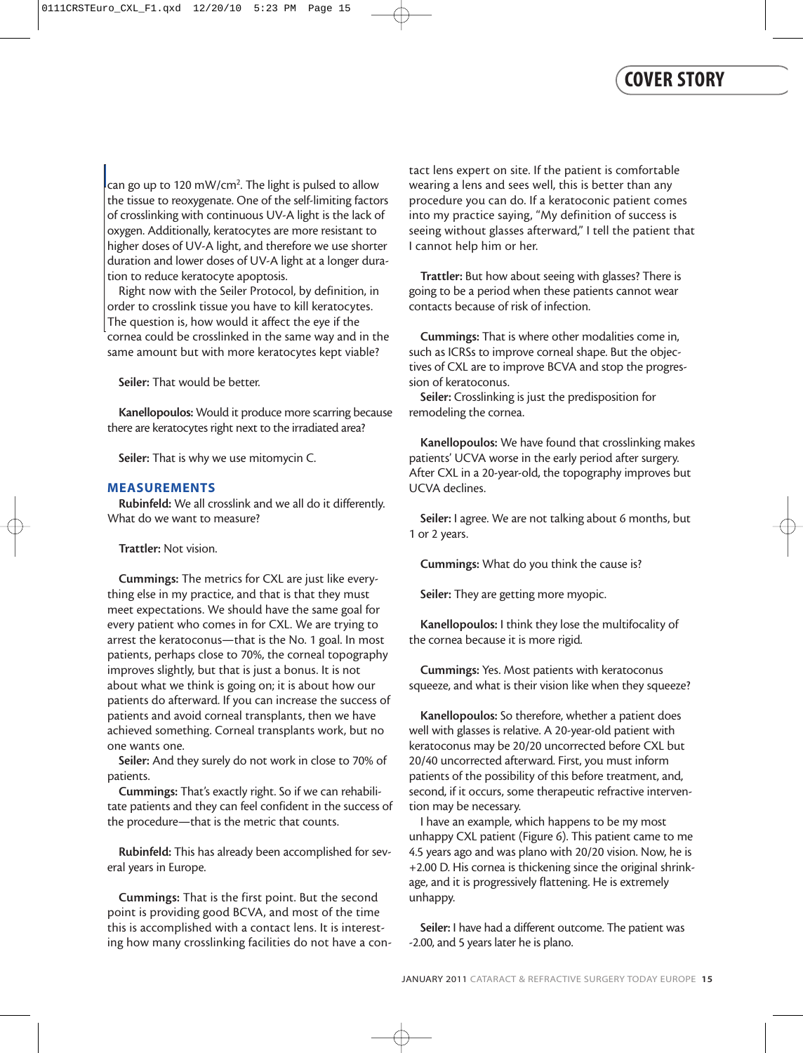can go up to 120 mW/cm$^2$. The light is pulsed to allow the tissue to reoxygenate. One of the self-limiting factors of crosslinking with continuous UV-A light is the lack of oxygen. Additionally, keratocytes are more resistant to higher doses of UV-A light, and therefore we use shorter duration and lower doses of UV-A light at a longer duration to reduce keratocyte apoptosis.

Right now with the Seiler Protocol, by definition, in order to crosslink tissue you have to kill keratocytes. The question is, how would it affect the eye if the cornea could be crosslinked in the same way and in the same amount but with more keratocytes kept viable?

**Seiler:** That would be better.

**Kanellopoulos:** Would it produce more scarring because there are keratocytes right next to the irradiated area?

**Seiler:** That is why we use mitomycin C.

## MEASUREMENTS

**Rubinfeld:** We all crosslink and we all do it differently. What do we want to measure?

**Trattler:** Not vision.

**Cummings:** The metrics for CXL are just like everything else in my practice, and that is that they must meet expectations. We should have the same goal for every patient who comes in for CXL. We are trying to arrest the keratoconus—that is the No. 1 goal. In most patients, perhaps close to 70%, the corneal topography improves slightly, but that is just a bonus. It is not about what we think is going on; it is about how our patients do afterward. If you can increase the success of patients and avoid corneal transplants, then we have achieved something. Corneal transplants work, but no one wants one.

**Seiler:** And they surely do not work in close to 70% of patients.

**Cummings:** That's exactly right. So if we can rehabilitate patients and they can feel confident in the success of the procedure—that is the metric that counts.

**Rubinfeld:** This has already been accomplished for several years in Europe.

**Cummings:** That is the first point. But the second point is providing good BCVA, and most of the time this is accomplished with a contact lens. It is interesting how many crosslinking facilities do not have a contact lens expert on site. If the patient is comfortable wearing a lens and sees well, this is better than any procedure you can do. If a keratoconic patient comes into my practice saying, "My definition of success is seeing without glasses afterward," I tell the patient that I cannot help him or her.

**Trattler:** But how about seeing with glasses? There is going to be a period when these patients cannot wear contacts because of risk of infection.

**Cummings:** That is where other modalities come in, such as ICRSs to improve corneal shape. But the objectives of CXL are to improve BCVA and stop the progression of keratoconus.

**Seiler:** Crosslinking is just the predisposition for remodeling the cornea.

**Kanellopoulos:** We have found that crosslinking makes patients' UCVA worse in the early period after surgery. After CXL in a 20-year-old, the topography improves but UCVA declines.

**Seiler:** I agree. We are not talking about 6 months, but 1 or 2 years.

**Cummings:** What do you think the cause is?

**Seiler:** They are getting more myopic.

**Kanellopoulos:** I think they lose the multifocality of the cornea because it is more rigid.

**Cummings:** Yes. Most patients with keratoconus squeeze, and what is their vision like when they squeeze?

**Kanellopoulos:** So therefore, whether a patient does well with glasses is relative. A 20-year-old patient with keratoconus may be 20/20 uncorrected before CXL but 20/40 uncorrected afterward. First, you must inform patients of the possibility of this before treatment, and, second, if it occurs, some therapeutic refractive intervention may be necessary.

I have an example, which happens to be my most unhappy CXL patient (Figure 6). This patient came to me 4.5 years ago and was plano with 20/20 vision. Now, he is +2.00 D. His cornea is thickening since the original shrinkage, and it is progressively flattening. He is extremely unhappy.

**Seiler:** I have had a different outcome. The patient was -2.00, and 5 years later he is plano.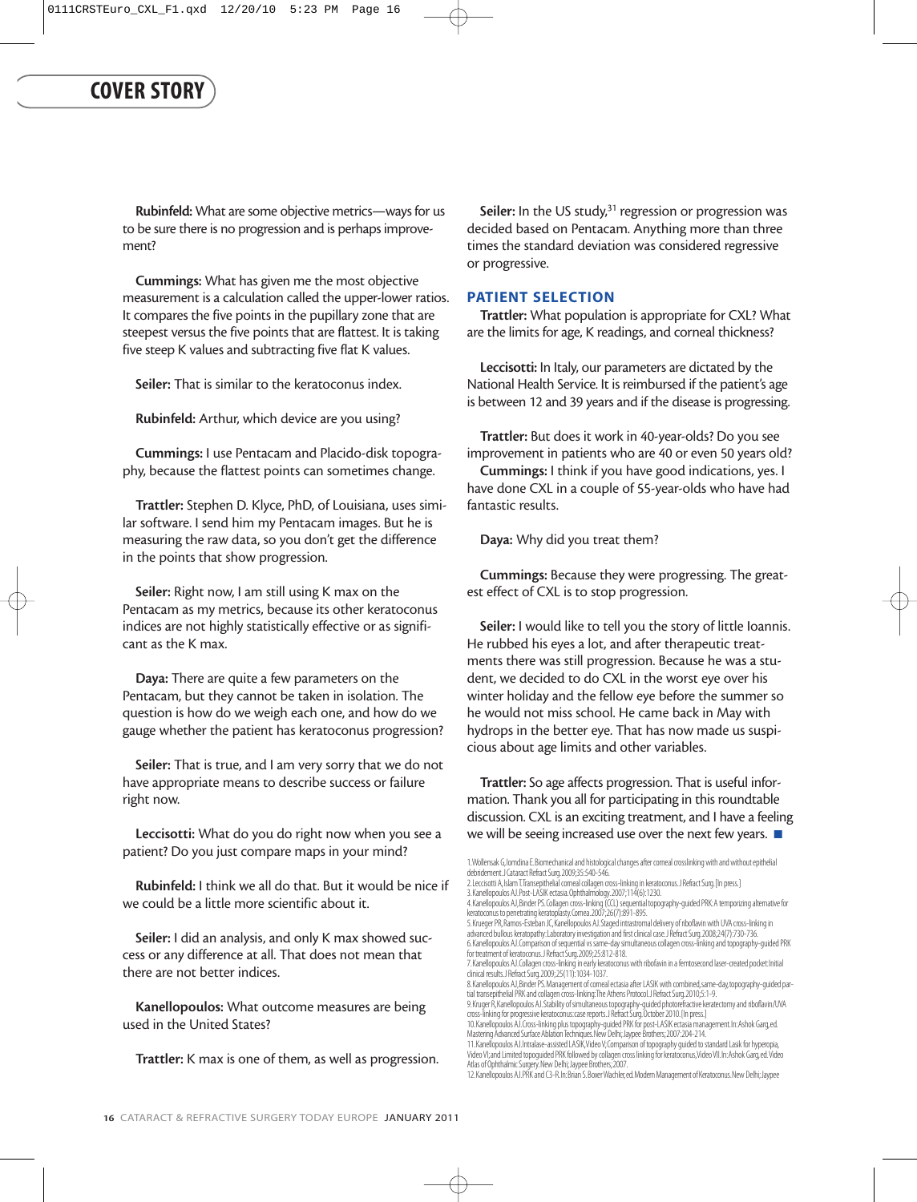**Rubinfeld:** What are some objective metrics—ways for us to be sure there is no progression and is perhaps improvement?

**Cummings:** What has given me the most objective measurement is a calculation called the upper-lower ratios. It compares the five points in the pupillary zone that are steepest versus the five points that are flattest. It is taking five steep K values and subtracting five flat K values.

**Seiler:** That is similar to the keratoconus index.

**Rubinfeld:** Arthur, which device are you using?

**Cummings:** I use Pentacam and Placido-disk topography, because the flattest points can sometimes change.

**Trattler:** Stephen D. Klyce, PhD, of Louisiana, uses similar software. I send him my Pentacam images. But he is measuring the raw data, so you don't get the difference in the points that show progression.

**Seiler:** Right now, I am still using K max on the Pentacam as my metrics, because its other keratoconus indices are not highly statistically effective or as significant as the K max.

**Daya:** There are quite a few parameters on the Pentacam, but they cannot be taken in isolation. The question is how do we weigh each one, and how do we gauge whether the patient has keratoconus progression?

**Seiler:** That is true, and I am very sorry that we do not have appropriate means to describe success or failure right now.

**Leccisotti:** What do you do right now when you see a patient? Do you just compare maps in your mind?

**Rubinfeld:** I think we all do that. But it would be nice if we could be a little more scientific about it.

**Seiler:** I did an analysis, and only K max showed success or any difference at all. That does not mean that there are not better indices.

**Kanellopoulos:** What outcome measures are being used in the United States?

**Trattler:** K max is one of them, as well as progression.

**Seiler:** In the US study,[31] regression or progression was decided based on Pentacam. Anything more than three times the standard deviation was considered regressive or progressive.

## PATIENT SELECTION

**Trattler:** What population is appropriate for CXL? What are the limits for age, K readings, and corneal thickness?

**Leccisotti:** In Italy, our parameters are dictated by the National Health Service. It is reimbursed if the patient's age is between 12 and 39 years and if the disease is progressing.

**Trattler:** But does it work in 40-year-olds? Do you see improvement in patients who are 40 or even 50 years old?

**Cummings:** I think if you have good indications, yes. I have done CXL in a couple of 55-year-olds who have had fantastic results.

**Daya:** Why did you treat them?

**Cummings:** Because they were progressing. The greatest effect of CXL is to stop progression.

**Seiler:** I would like to tell you the story of little Ioannis. He rubbed his eyes a lot, and after therapeutic treatments there was still progression. Because he was a student, we decided to do CXL in the worst eye over his winter holiday and the fellow eye before the summer so he would not miss school. He came back in May with hydrops in the better eye. That has now made us suspicious about age limits and other variables.

**Trattler:** So age affects progression. That is useful information. Thank you all for participating in this roundtable discussion. CXL is an exciting treatment, and I have a feeling we will be seeing increased use over the next few years. ■

1. Wollensak G, Iomdina E. Biomechanical and histological changes after corneal crosslinking with and without epithelial debridement. J Cataract Refract Surg. 2009;35:540-546.
2. Leccisotti A, Islam T. Transepithelial corneal collagen cross-linking in keratoconus. J Refract Surg. [In press.]
3. Kanellopoulos AJ. Post-LASIK ectasia. Ophthalmology. 2007;114(6):1230.
4. Kanellopoulos AJ, Binder PS. Collagen cross-linking (CCL) sequential topography-guided PRK: A temporizing alternative for keratoconus to penetrating keratoplasty. Cornea. 2007;26(7):891-895.
5. Krueger PR, Ramos-Esteban JC, Kanellopoulos AJ. Staged intrastromal delivery of riboflavin with UVA cross-linking in advanced bullous keratopathy: Laboratory investigation and first clinical case. J Refract Surg. 2008;24(7):730-736.
6. Kanellopoulos AJ. Comparison of sequential vs same-day simultaneous collagen cross-linking and topography-guided PRK for treatment of keratoconus. J Refract Surg. 2009;25:812-818.
7. Kanellopoulos AJ. Collagen cross-linking in early keratoconus with riboflavin in a femtosecond laser-created pocket: Initial clinical results. J Refract Surg. 2009;25(11):1034-1037.
8. Kanellopoulos AJ, Binder PS. Management of corneal ectasia after LASIK with combined, same-day, topography-guided partial transepithelial PRK and collagen cross-linking: The Athens Protocol. J Refract Surg. 2010;5:1-9.
9. Kruger R, Kanellopoulos AJ. Stability of simultaneous topography-guided photorefractive keratectomy and riboflavin/UVA cross-linking for progressive keratoconus: case reports. J Refract Surg. October 2010. [In press.]
10. Kanellopoulos AJ. Cross-linking plus topography-guided PRK for post-LASIK ectasia management. In: Ashok Garg, ed. Mastering Advanced Surface Ablation Techniques. New Delhi; Jaypee Brothers; 2007:204-214.
11. Kanellopoulos AJ. Intralase-assisted LASIK, Video V; Comparison of topography guided to standard Lasik for hyperopia, Video VI; and Limited topoguided PRK followed by collagen cross linking for keratoconus, Video VII. In: Ashok Garg, ed. Video Atlas of Ophthalmic Surgery. New Delhi; Jaypee Brothers; 2007.
12. Kanellopoulos AJ. PRK and C3-R. In: Brian S. Boxer Wachler, ed. Modern Management of Keratoconus. New Delhi; Jaypee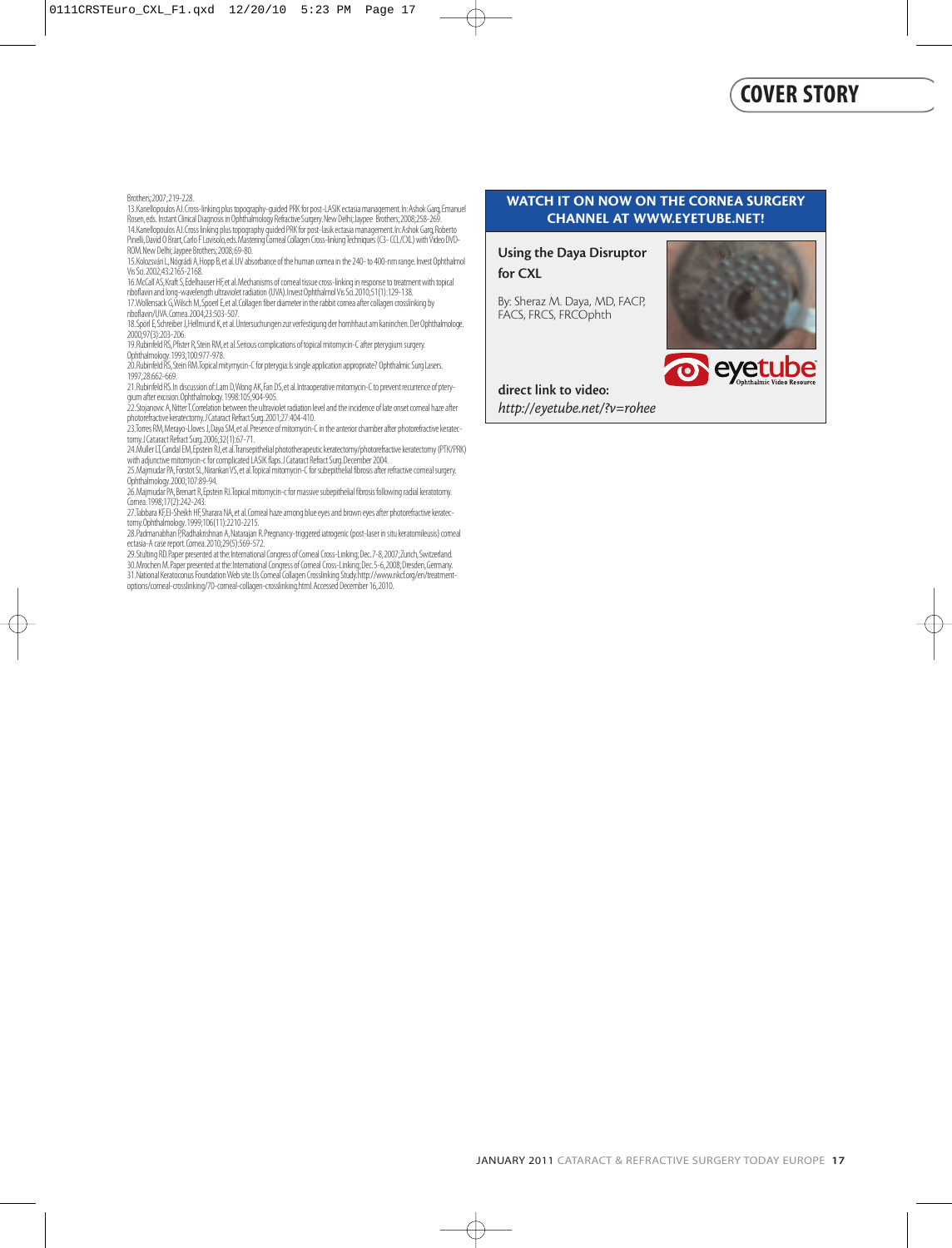Brothers; 2007; 219-228.

13. Kanellopoulos AJ. Cross-linking plus topography-guided PRK for post-LASIK ectasia management. In: Ashok Garg, Emanuel Rosen, eds. Instant Clinical Diagnosis in Ophthalmology Refractive Surgery. New Delhi; Jaypee Brothers; 2008; 258-269.

14. Kanellopoulos AJ. Cross linking plus topography guided PRK for post-lasik ectasia management. In: Ashok Garg, Roberto Pinelli, David O Brart, Carlo F Lovisolo, eds. Mastering Corneal Collagen Cross-linking Techniques (C3- CCL/CXL) with Video DVD-ROM. New Delhi; Jaypee Brothers; 2008; 69-80.

15. Kolozsvári L, Nógrádi A, Hopp B, et al. UV absorbance of the human cornea in the 240- to 400-nm range. Invest Ophthalmol Vis Sci. 2002; 43:2165-2168.

16. McCall AS, Kraft S, Edelhauser HF, et al. Mechanisms of corneal tissue cross-linking in response to treatment with topical riboflavin and long-wavelength ultraviolet radiation (UVA). Invest Ophthalmol Vis Sci. 2010; 51(1):129-138.

17. Wollensack G, Wilsch M, Spoerl E, et al. Collagen fiber diameter in the rabbit cornea after collagen crosslinking by riboflavin/UVA. Cornea. 2004; 23:503-507.

18. Spörl E, Schreiber J, Hellmund K, et al. Untersuchungen zur verfestigung der hornhhaut am kaninchen. Der Ophthalmologe. 2000; 97(3):203-206.

19. Rubinfeld RS, Pfister R, Stein RM, et al. Serious complications of topical mitomycin-C after pterygium surgery. Ophthalmology. 1993; 100:977-978.

20. Rubinfeld RS, Stein RM. Topical mitymycin-C for pterygia: Is single application appropriate? Ophthalmic Surg Lasers. 1997; 28:662-669.

21. Rubinfeld RS. In discussion of: Lam D, Wong AK, Fan DS, et al. Intraoperative mitomycin-C to prevent recurrence of pterygium after excision. Ophthalmology. 1998: 105; 904-905.

22. Stojanovic A, Nitter T. Correlation between the ultraviolet radiation level and the incidence of late onset corneal haze after photorefractive keratectomy. J Cataract Refract Surg. 2001; 27:404-410.

23. Torres RM, Merayo-Lloves J, Daya SM, et al. Presence of mitomycin-C in the anterior chamber after photorefractive keratectomy. J Cataract Refract Surg. 2006; 32(1):67-71.

24. Muller LT, Candal EM, Epstein RJ, et al. Transepithelial phototherapeutic keratectomy/photorefractive keratectomy (PTK/PRK) with adjunctive mitomycin-c for complicated LASIK flaps. J Cataract Refract Surg. December 2004.

25. Majmudar PA, Forstot SL, Nirankari VS, et al. Topical mitomycin-C for subepithelial fibrosis after refractive corneal surgery. Ophthalmology. 2000; 107:89-94.

26. Majmudar PA, Brenart R, Epstein RJ. Topical mitomycin-c for massive subepithelial fibrosis following radial keratotomy. Cornea. 1998; 17(2):242-243.

27. Tabbara KF, El-Sheikh HF, Sharara NA, et al. Corneal haze among blue eyes and brown eyes after photorefractive keratectomy. Ophthalmology. 1999; 106(11):2210-2215.

28. Padmanabhan P, Radhakrishnan A, Natarajan R. Pregnancy-triggered iatrogenic (post-laser in situ keratomileusis) corneal ectasia-A case report. Cornea. 2010; 29(5):569-572.

29. Stulting RD. Paper presented at the: International Congress of Corneal Cross-Linking; Dec. 7-8, 2007; Zurich, Switzerland.

30. Mrochen M. Paper presented at the: International Congress of Corneal Cross-Linking; Dec. 5-6, 2008; Dresden, Germany.

31. National Keratoconus Foundation Web site. Us Corneal Collagen Crosslinking Study. http://www.nkcf.org/en/treatment-options/corneal-crosslinking/70-corneal-collagen-crosslinking.html. Accessed December 16, 2010.

**WATCH IT ON NOW ON THE CORNEA SURGERY CHANNEL AT WWW.EYETUBE.NET!**

**Using the Daya Disruptor for CXL**

By: Sheraz M. Daya, MD, FACP, FACS, FRCS, FRCOphth

eyetube Ophthalmic Video Resource

**direct link to video:**

*http://eyetube.net/?v=rohee*